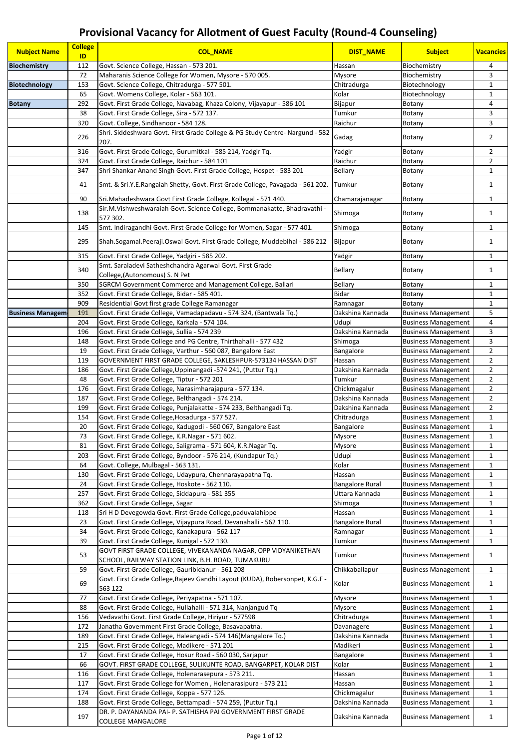# Provisional Vacancy for Allotment of Guest Faculty (Round-4 Counseling)

| Nubject Name | College ID | COL_NAME | DIST_NAME | Subject | Vacancies |
|---|---|---|---|---|---|
| Biochemistry | 112 | Govt. Science College, Hassan - 573 201. | Hassan | Biochemistry | 4 |
| | 72 | Maharanis Science College for Women, Mysore - 570 005. | Mysore | Biochemistry | 3 |
| Biotechnology | 153 | Govt. Science College, Chitradurga - 577 501. | Chitradurga | Biotechnology | 1 |
| | 65 | Govt. Womens College, Kolar - 563 101. | Kolar | Biotechnology | 1 |
| Botany | 292 | Govt. First Grade College, Navabag, Khaza Colony, Vijayapur - 586 101 | Bijapur | Botany | 4 |
| | 38 | Govt. First Grade College, Sira - 572 137. | Tumkur | Botany | 3 |
| | 320 | Govt. College, Sindhanoor - 584 128. | Raichur | Botany | 3 |
| | 226 | Shri. Siddeshwara Govt. First Grade College & PG Study Centre- Nargund - 582 207. | Gadag | Botany | 2 |
| | 316 | Govt. First Grade College, Gurumitkal - 585 214, Yadgir Tq. | Yadgir | Botany | 2 |
| | 324 | Govt. First Grade College, Raichur - 584 101 | Raichur | Botany | 2 |
| | 347 | Shri Shankar Anand Singh Govt. First Grade College, Hospet - 583 201 | Bellary | Botany | 1 |
| | 41 | Smt. & Sri.Y.E.Rangaiah Shetty, Govt. First Grade College, Pavagada - 561 202. | Tumkur | Botany | 1 |
| | 90 | Sri.Mahadeshwara Govt First Grade College, Kollegal - 571 440. | Chamarajanagar | Botany | 1 |
| | 138 | Sir.M.Vishweshwaraiah Govt. Science College, Bommanakatte, Bhadravathi - 577 302. | Shimoga | Botany | 1 |
| | 145 | Smt. Indiragandhi Govt. First Grade College for Women, Sagar - 577 401. | Shimoga | Botany | 1 |
| | 295 | Shah.Sogamal.Peeraji.Oswal Govt. First Grade College, Muddebihal - 586 212 | Bijapur | Botany | 1 |
| | 315 | Govt. First Grade College, Yadgiri - 585 202. | Yadgir | Botany | 1 |
| | 340 | Smt. Saraladevi Satheshchandra Agarwal Govt. First Grade College,(Autonomous) S. N Pet | Bellary | Botany | 1 |
| | 350 | SGRCM Government Commerce and Management College, Ballari | Bellary | Botany | 1 |
| | 352 | Govt. First Grade College, Bidar - 585 401. | Bidar | Botany | 1 |
| | 909 | Residential Govt first grade College Ramanagar | Ramnagar | Botany | 1 |
| Business Managem | 191 | Govt. First Grade College, Vamadapadavu - 574 324, (Bantwala Tq.) | Dakshina Kannada | Business Management | 5 |
| | 204 | Govt. First Grade College, Karkala - 574 104. | Udupi | Business Management | 4 |
| | 196 | Govt. First Grade College, Sullia - 574 239 | Dakshina Kannada | Business Management | 3 |
| | 148 | Govt. First Grade College and PG Centre, Thirthahalli - 577 432 | Shimoga | Business Management | 3 |
| | 19 | Govt. First Grade College, Varthur - 560 087, Bangalore East | Bangalore | Business Management | 2 |
| | 119 | GOVERNMENT FIRST GRADE COLLEGE, SAKLESHPUR-573134 HASSAN DIST | Hassan | Business Management | 2 |
| | 186 | Govt. First Grade College,Uppinangadi -574 241, (Puttur Tq.) | Dakshina Kannada | Business Management | 2 |
| | 48 | Govt. First Grade College, Tiptur - 572 201 | Tumkur | Business Management | 2 |
| | 176 | Govt. First Grade College, Narasimharajapura - 577 134. | Chickmagalur | Business Management | 2 |
| | 187 | Govt. First Grade College, Belthangadi - 574 214. | Dakshina Kannada | Business Management | 2 |
| | 199 | Govt. First Grade College, Punjalakatte - 574 233, Belthangadi Tq. | Dakshina Kannada | Business Management | 2 |
| | 154 | Govt. First Grade College,Hosadurga - 577 527. | Chitradurga | Business Management | 1 |
| | 20 | Govt. First Grade College, Kadugodi - 560 067, Bangalore East | Bangalore | Business Management | 1 |
| | 73 | Govt. First Grade College, K.R.Nagar - 571 602. | Mysore | Business Management | 1 |
| | 81 | Govt. First Grade College, Saligrama - 571 604, K.R.Nagar Tq. | Mysore | Business Management | 1 |
| | 203 | Govt. First Grade College, Byndoor - 576 214, (Kundapur Tq.) | Udupi | Business Management | 1 |
| | 64 | Govt. College, Mulbagal - 563 131. | Kolar | Business Management | 1 |
| | 130 | Govt. First Grade College, Udaypura, Chennarayapatna Tq. | Hassan | Business Management | 1 |
| | 24 | Govt. First Grade College, Hoskote - 562 110. | Bangalore Rural | Business Management | 1 |
| | 257 | Govt. First Grade College, Siddapura - 581 355 | Uttara Kannada | Business Management | 1 |
| | 362 | Govt. First Grade College, Sagar | Shimoga | Business Management | 1 |
| | 118 | Sri H D Devegowda Govt. First Grade College,paduvalahippe | Hassan | Business Management | 1 |
| | 23 | Govt. First Grade College, Vijaypura Road, Devanahalli - 562 110. | Bangalore Rural | Business Management | 1 |
| | 34 | Govt. First Grade College, Kanakapura - 562 117 | Ramnagar | Business Management | 1 |
| | 39 | Govt. First Grade College, Kunigal - 572 130. | Tumkur | Business Management | 1 |
| | 53 | GOVT FIRST GRADE COLLEGE, VIVEKANANDA NAGAR, OPP VIDYANIKETHAN SCHOOL, RAILWAY STATION LINK, B.H. ROAD, TUMAKURU | Tumkur | Business Management | 1 |
| | 59 | Govt. First Grade College, Gauribidanur - 561 208 | Chikkaballapur | Business Management | 1 |
| | 69 | Govt. First Grade College,Rajeev Gandhi Layout (KUDA), Robersonpet, K.G.F - 563 122 | Kolar | Business Management | 1 |
| | 77 | Govt. First Grade College, Periyapatna - 571 107. | Mysore | Business Management | 1 |
| | 88 | Govt. First Grade College, Hullahalli - 571 314, Nanjangud Tq | Mysore | Business Management | 1 |
| | 156 | Vedavathi Govt. First Grade College, Hiriyur - 577598 | Chitradurga | Business Management | 1 |
| | 172 | Janatha Government First Grade College, Basavapatna. | Davanagere | Business Management | 1 |
| | 189 | Govt. First Grade College, Haleangadi - 574 146(Mangalore Tq.) | Dakshina Kannada | Business Management | 1 |
| | 215 | Govt. First Grade College, Madikere - 571 201 | Madikeri | Business Management | 1 |
| | 17 | Govt. First Grade College, Hosur Road - 560 030, Sarjapur | Bangalore | Business Management | 1 |
| | 66 | GOVT. FIRST GRADE COLLEGE, SULIKUNTE ROAD, BANGARPET, KOLAR DIST | Kolar | Business Management | 1 |
| | 116 | Govt. First Grade College, Holenarasepura - 573 211. | Hassan | Business Management | 1 |
| | 117 | Govt. First Grade College for Women , Holenarasipura - 573 211 | Hassan | Business Management | 1 |
| | 174 | Govt. First Grade College, Koppa - 577 126. | Chickmagalur | Business Management | 1 |
| | 188 | Govt. First Grade College, Bettampadi - 574 259, (Puttur Tq.) | Dakshina Kannada | Business Management | 1 |
| | 197 | DR. P. DAYANANDA PAI- P. SATHISHA PAI GOVERNMENT FIRST GRADE COLLEGE MANGALORE | Dakshina Kannada | Business Management | 1 |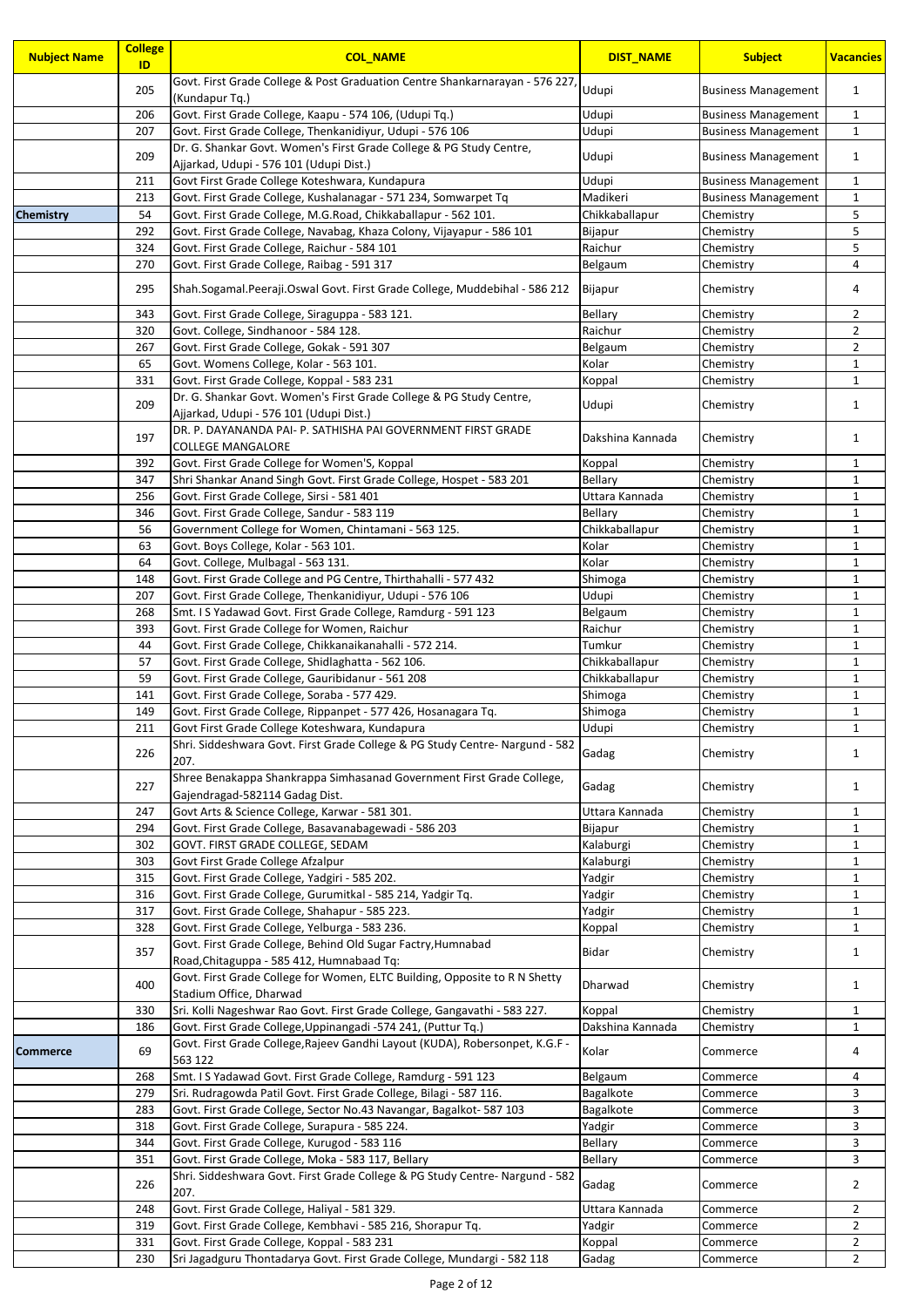| Nubject Name | College ID | COL_NAME | DIST_NAME | Subject | Vacancies |
|---|---|---|---|---|---|
| | 205 | Govt. First Grade College & Post Graduation Centre Shankarnarayan - 576 227, (Kundapur Tq.) | Udupi | Business Management | 1 |
| | 206 | Govt. First Grade College, Kaapu - 574 106, (Udupi Tq.) | Udupi | Business Management | 1 |
| | 207 | Govt. First Grade College, Thenkanidiyur, Udupi - 576 106 | Udupi | Business Management | 1 |
| | 209 | Dr. G. Shankar Govt. Women's First Grade College & PG Study Centre, Ajjarkad, Udupi - 576 101 (Udupi Dist.) | Udupi | Business Management | 1 |
| | 211 | Govt First Grade College Koteshwara, Kundapura | Udupi | Business Management | 1 |
| | 213 | Govt. First Grade College, Kushalanagar - 571 234, Somwarpet Tq | Madikeri | Business Management | 1 |
| Chemistry | 54 | Govt. First Grade College, M.G.Road, Chikkaballapur - 562 101. | Chikkaballapur | Chemistry | 5 |
| | 292 | Govt. First Grade College, Navabag, Khaza Colony, Vijayapur - 586 101 | Bijapur | Chemistry | 5 |
| | 324 | Govt. First Grade College, Raichur - 584 101 | Raichur | Chemistry | 5 |
| | 270 | Govt. First Grade College, Raibag - 591 317 | Belgaum | Chemistry | 4 |
| | 295 | Shah.Sogamal.Peeraji.Oswal Govt. First Grade College, Muddebihal - 586 212 | Bijapur | Chemistry | 4 |
| | 343 | Govt. First Grade College, Siraguppa - 583 121. | Bellary | Chemistry | 2 |
| | 320 | Govt. College, Sindhanoor - 584 128. | Raichur | Chemistry | 2 |
| | 267 | Govt. First Grade College, Gokak - 591 307 | Belgaum | Chemistry | 2 |
| | 65 | Govt. Womens College, Kolar - 563 101. | Kolar | Chemistry | 1 |
| | 331 | Govt. First Grade College, Koppal - 583 231 | Koppal | Chemistry | 1 |
| | 209 | Dr. G. Shankar Govt. Women's First Grade College & PG Study Centre, Ajjarkad, Udupi - 576 101 (Udupi Dist.) | Udupi | Chemistry | 1 |
| | 197 | DR. P. DAYANANDA PAI- P. SATHISHA PAI GOVERNMENT FIRST GRADE COLLEGE MANGALORE | Dakshina Kannada | Chemistry | 1 |
| | 392 | Govt. First Grade College for Women'S, Koppal | Koppal | Chemistry | 1 |
| | 347 | Shri Shankar Anand Singh Govt. First Grade College, Hospet - 583 201 | Bellary | Chemistry | 1 |
| | 256 | Govt. First Grade College, Sirsi - 581 401 | Uttara Kannada | Chemistry | 1 |
| | 346 | Govt. First Grade College, Sandur - 583 119 | Bellary | Chemistry | 1 |
| | 56 | Government College for Women, Chintamani - 563 125. | Chikkaballapur | Chemistry | 1 |
| | 63 | Govt. Boys College, Kolar - 563 101. | Kolar | Chemistry | 1 |
| | 64 | Govt. College, Mulbagal - 563 131. | Kolar | Chemistry | 1 |
| | 148 | Govt. First Grade College and PG Centre, Thirthahalli - 577 432 | Shimoga | Chemistry | 1 |
| | 207 | Govt. First Grade College, Thenkanidiyur, Udupi - 576 106 | Udupi | Chemistry | 1 |
| | 268 | Smt. I S Yadawad Govt. First Grade College, Ramdurg - 591 123 | Belgaum | Chemistry | 1 |
| | 393 | Govt. First Grade College for Women, Raichur | Raichur | Chemistry | 1 |
| | 44 | Govt. First Grade College, Chikknaikanahalli - 572 214. | Tumkur | Chemistry | 1 |
| | 57 | Govt. First Grade College, Shidlaghatta - 562 106. | Chikkaballapur | Chemistry | 1 |
| | 59 | Govt. First Grade College, Gauribidanur - 561 208 | Chikkaballapur | Chemistry | 1 |
| | 141 | Govt. First Grade College, Soraba - 577 429. | Shimoga | Chemistry | 1 |
| | 149 | Govt. First Grade College, Rippanpet - 577 426, Hosanagara Tq. | Shimoga | Chemistry | 1 |
| | 211 | Govt First Grade College Koteshwara, Kundapura | Udupi | Chemistry | 1 |
| | 226 | Shri. Siddeshwara Govt. First Grade College & PG Study Centre- Nargund - 582 207. | Gadag | Chemistry | 1 |
| | 227 | Shree Benakappa Shankrappa Simhasanad Government First Grade College, Gajendragad-582114 Gadag Dist. | Gadag | Chemistry | 1 |
| | 247 | Govt Arts & Science College, Karwar - 581 301. | Uttara Kannada | Chemistry | 1 |
| | 294 | Govt. First Grade College, Basavanabagewadi - 586 203 | Bijapur | Chemistry | 1 |
| | 302 | GOVT. FIRST GRADE COLLEGE, SEDAM | Kalaburgi | Chemistry | 1 |
| | 303 | Govt First Grade College Afzalpur | Kalaburgi | Chemistry | 1 |
| | 315 | Govt. First Grade College, Yadgiri - 585 202. | Yadgir | Chemistry | 1 |
| | 316 | Govt. First Grade College, Gurumitkal - 585 214, Yadgir Tq. | Yadgir | Chemistry | 1 |
| | 317 | Govt. First Grade College, Shahapur - 585 223. | Yadgir | Chemistry | 1 |
| | 328 | Govt. First Grade College, Yelburga - 583 236. | Koppal | Chemistry | 1 |
| | 357 | Govt. First Grade College, Behind Old Sugar Factry,Humnabad Road,Chitaguppa - 585 412, Humnabaad Tq: | Bidar | Chemistry | 1 |
| | 400 | Govt. First Grade College for Women, ELTC Building, Opposite to R N Shetty Stadium Office, Dharwad | Dharwad | Chemistry | 1 |
| | 330 | Sri. Kolli Nageshwar Rao Govt. First Grade College, Gangavathi - 583 227. | Koppal | Chemistry | 1 |
| | 186 | Govt. First Grade College,Uppinangadi -574 241, (Puttur Tq.) | Dakshina Kannada | Chemistry | 1 |
| Commerce | 69 | Govt. First Grade College,Rajeev Gandhi Layout (KUDA), Robersonpet, K.G.F - 563 122 | Kolar | Commerce | 4 |
| | 268 | Smt. I S Yadawad Govt. First Grade College, Ramdurg - 591 123 | Belgaum | Commerce | 4 |
| | 279 | Sri. Rudragowda Patil Govt. First Grade College, Bilagi - 587 116. | Bagalkote | Commerce | 3 |
| | 283 | Govt. First Grade College, Sector No.43 Navangar, Bagalkot- 587 103 | Bagalkote | Commerce | 3 |
| | 318 | Govt. First Grade College, Surapura - 585 224. | Yadgir | Commerce | 3 |
| | 344 | Govt. First Grade College, Kurugod - 583 116 | Bellary | Commerce | 3 |
| | 351 | Govt. First Grade College, Moka - 583 117, Bellary | Bellary | Commerce | 3 |
| | 226 | Shri. Siddeshwara Govt. First Grade College & PG Study Centre- Nargund - 582 207. | Gadag | Commerce | 2 |
| | 248 | Govt. First Grade College, Haliyal - 581 329. | Uttara Kannada | Commerce | 2 |
| | 319 | Govt. First Grade College, Kembhavi - 585 216, Shorapur Tq. | Yadgir | Commerce | 2 |
| | 331 | Govt. First Grade College, Koppal - 583 231 | Koppal | Commerce | 2 |
| | 230 | Sri Jagadguru Thontadarya Govt. First Grade College, Mundargi - 582 118 | Gadag | Commerce | 2 |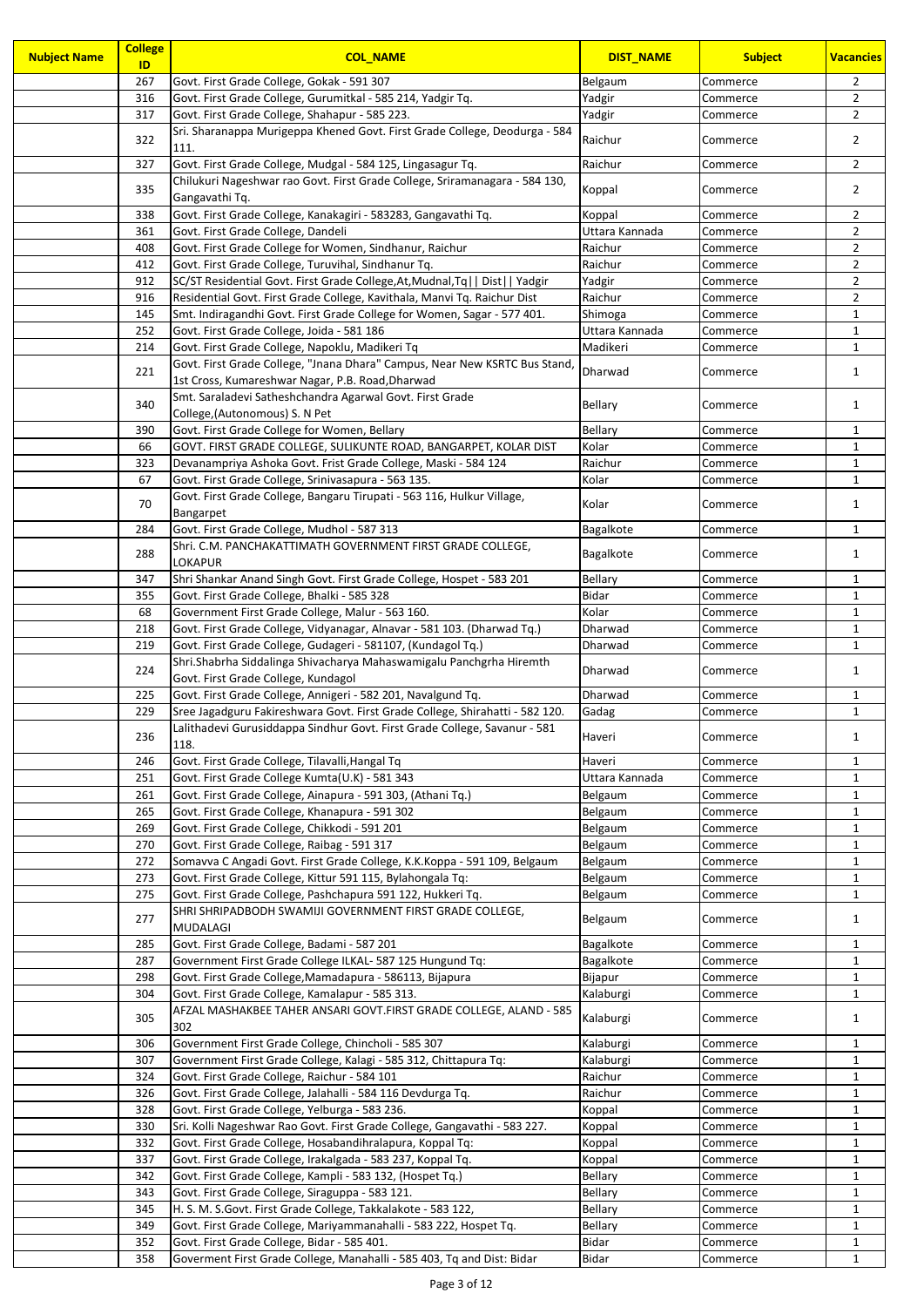| Nubject Name | College ID | COL_NAME | DIST_NAME | Subject | Vacancies |
|---|---|---|---|---|---|
| | 267 | Govt. First Grade College, Gokak - 591 307 | Belgaum | Commerce | 2 |
| | 316 | Govt. First Grade College, Gurumitkal - 585 214, Yadgir Tq. | Yadgir | Commerce | 2 |
| | 317 | Govt. First Grade College, Shahapur - 585 223. | Yadgir | Commerce | 2 |
| | 322 | Sri. Sharanappa Murigeppa Khened Govt. First Grade College, Deodurga - 584 111. | Raichur | Commerce | 2 |
| | 327 | Govt. First Grade College, Mudgal - 584 125, Lingasagur Tq. | Raichur | Commerce | 2 |
| | 335 | Chilukuri Nageshwar rao Govt. First Grade College, Sriramanagara - 584 130, Gangavathi Tq. | Koppal | Commerce | 2 |
| | 338 | Govt. First Grade College, Kanakagiri - 583283, Gangavathi Tq. | Koppal | Commerce | 2 |
| | 361 | Govt. First Grade College, Dandeli | Uttara Kannada | Commerce | 2 |
| | 408 | Govt. First Grade College for Women, Sindhanur, Raichur | Raichur | Commerce | 2 |
| | 412 | Govt. First Grade College, Turuvihal, Sindhanur Tq. | Raichur | Commerce | 2 |
| | 912 | SC/ST Residential Govt. First Grade College,At,Mudnal,Tq\|\| Dist\|\| Yadgir | Yadgir | Commerce | 2 |
| | 916 | Residential Govt. First Grade College, Kavithala, Manvi Tq. Raichur Dist | Raichur | Commerce | 2 |
| | 145 | Smt. Indiragandhi Govt. First Grade College for Women, Sagar - 577 401. | Shimoga | Commerce | 1 |
| | 252 | Govt. First Grade College, Joida - 581 186 | Uttara Kannada | Commerce | 1 |
| | 214 | Govt. First Grade College, Napoklu, Madikeri Tq | Madikeri | Commerce | 1 |
| | 221 | Govt. First Grade College, "Jnana Dhara" Campus, Near New KSRTC Bus Stand, 1st Cross, Kumareshwar Nagar, P.B. Road,Dharwad | Dharwad | Commerce | 1 |
| | 340 | Smt. Saraladevi Satheshchandra Agarwal Govt. First Grade College,(Autonomous) S. N Pet | Bellary | Commerce | 1 |
| | 390 | Govt. First Grade College for Women, Bellary | Bellary | Commerce | 1 |
| | 66 | GOVT. FIRST GRADE COLLEGE, SULIKUNTE ROAD, BANGARPET, KOLAR DIST | Kolar | Commerce | 1 |
| | 323 | Devanampriya Ashoka Govt. Frist Grade College, Maski - 584 124 | Raichur | Commerce | 1 |
| | 67 | Govt. First Grade College, Srinivasapura - 563 135. | Kolar | Commerce | 1 |
| | 70 | Govt. First Grade College, Bangaru Tirupati - 563 116, Hulkur Village, Bangarpet | Kolar | Commerce | 1 |
| | 284 | Govt. First Grade College, Mudhol - 587 313 | Bagalkote | Commerce | 1 |
| | 288 | Shri. C.M. PANCHAKATTIMATH GOVERNMENT FIRST GRADE COLLEGE, LOKAPUR | Bagalkote | Commerce | 1 |
| | 347 | Shri Shankar Anand Singh Govt. First Grade College, Hospet - 583 201 | Bellary | Commerce | 1 |
| | 355 | Govt. First Grade College, Bhalki - 585 328 | Bidar | Commerce | 1 |
| | 68 | Government First Grade College, Malur - 563 160. | Kolar | Commerce | 1 |
| | 218 | Govt. First Grade College, Vidyanagar, Alnavar - 581 103. (Dharwad Tq.) | Dharwad | Commerce | 1 |
| | 219 | Govt. First Grade College, Gudageri - 581107, (Kundagol Tq.) | Dharwad | Commerce | 1 |
| | 224 | Shri.Shabrha Siddalinga Shivacharya Mahaswamigalu Panchgrha Hiremth Govt. First Grade College, Kundagol | Dharwad | Commerce | 1 |
| | 225 | Govt. First Grade College, Annigeri - 582 201, Navalgund Tq. | Dharwad | Commerce | 1 |
| | 229 | Sree Jagadguru Fakireshwara Govt. First Grade College, Shirahatti - 582 120. | Gadag | Commerce | 1 |
| | 236 | Lalithadevi Gurusiddappa Sindhur Govt. First Grade College, Savanur - 581 118. | Haveri | Commerce | 1 |
| | 246 | Govt. First Grade College, Tilavalli,Hangal Tq | Haveri | Commerce | 1 |
| | 251 | Govt. First Grade College Kumta(U.K) - 581 343 | Uttara Kannada | Commerce | 1 |
| | 261 | Govt. First Grade College, Ainapura - 591 303, (Athani Tq.) | Belgaum | Commerce | 1 |
| | 265 | Govt. First Grade College, Khanapura - 591 302 | Belgaum | Commerce | 1 |
| | 269 | Govt. First Grade College, Chikkodi - 591 201 | Belgaum | Commerce | 1 |
| | 270 | Govt. First Grade College, Raibag - 591 317 | Belgaum | Commerce | 1 |
| | 272 | Somavva C Angadi Govt. First Grade College, K.K.Koppa - 591 109, Belgaum | Belgaum | Commerce | 1 |
| | 273 | Govt. First Grade College, Kittur 591 115, Bylahongala Tq: | Belgaum | Commerce | 1 |
| | 275 | Govt. First Grade College, Pashchapura 591 122, Hukkeri Tq. | Belgaum | Commerce | 1 |
| | 277 | SHRI SHRIPADBODH SWAMIJI GOVERNMENT FIRST GRADE COLLEGE, MUDALAGI | Belgaum | Commerce | 1 |
| | 285 | Govt. First Grade College, Badami - 587 201 | Bagalkote | Commerce | 1 |
| | 287 | Government First Grade College ILKAL- 587 125 Hungund Tq: | Bagalkote | Commerce | 1 |
| | 298 | Govt. First Grade College,Mamadapura - 586113, Bijapura | Bijapur | Commerce | 1 |
| | 304 | Govt. First Grade College, Kamalapur - 585 313. | Kalaburgi | Commerce | 1 |
| | 305 | AFZAL MASHAKBEE TAHER ANSARI GOVT.FIRST GRADE COLLEGE, ALAND - 585 302 | Kalaburgi | Commerce | 1 |
| | 306 | Government First Grade College, Chincholi - 585 307 | Kalaburgi | Commerce | 1 |
| | 307 | Government First Grade College, Kalagi - 585 312, Chittapura Tq: | Kalaburgi | Commerce | 1 |
| | 324 | Govt. First Grade College, Raichur - 584 101 | Raichur | Commerce | 1 |
| | 326 | Govt. First Grade College, Jalahalli - 584 116 Devdurga Tq. | Raichur | Commerce | 1 |
| | 328 | Govt. First Grade College, Yelburga - 583 236. | Koppal | Commerce | 1 |
| | 330 | Sri. Kolli Nageshwar Rao Govt. First Grade College, Gangavathi - 583 227. | Koppal | Commerce | 1 |
| | 332 | Govt. First Grade College, Hosabandihralapura, Koppal Tq: | Koppal | Commerce | 1 |
| | 337 | Govt. First Grade College, Irakalgada - 583 237, Koppal Tq. | Koppal | Commerce | 1 |
| | 342 | Govt. First Grade College, Kampli - 583 132, (Hospet Tq.) | Bellary | Commerce | 1 |
| | 343 | Govt. First Grade College, Siraguppa - 583 121. | Bellary | Commerce | 1 |
| | 345 | H. S. M. S.Govt. First Grade College, Takkalakote - 583 122, | Bellary | Commerce | 1 |
| | 349 | Govt. First Grade College, Mariyammanahalli - 583 222, Hospet Tq. | Bellary | Commerce | 1 |
| | 352 | Govt. First Grade College, Bidar - 585 401. | Bidar | Commerce | 1 |
| | 358 | Goverment First Grade College, Manahalli - 585 403, Tq and Dist: Bidar | Bidar | Commerce | 1 |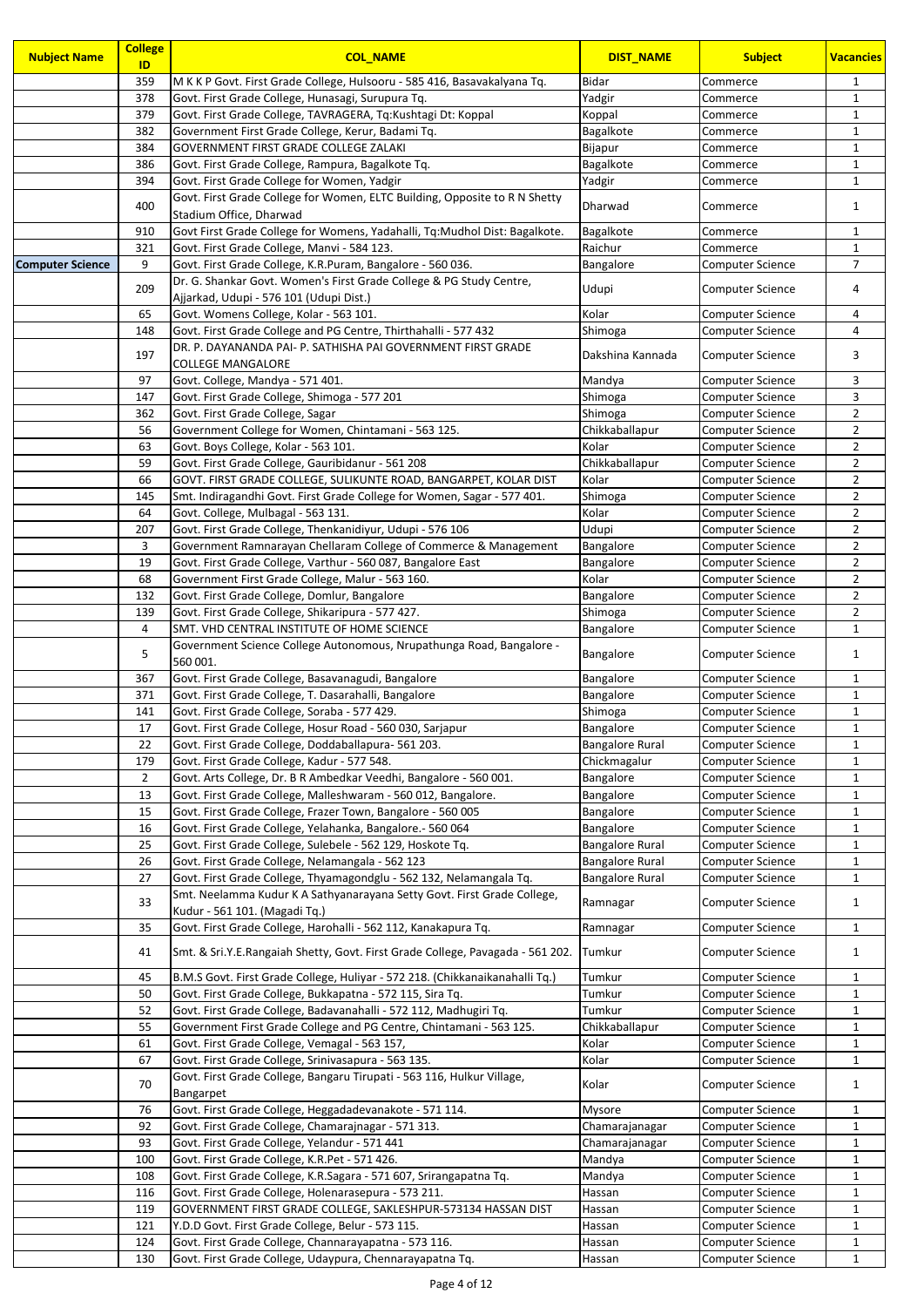| Nubject Name | College ID | COL_NAME | DIST_NAME | Subject | Vacancies |
|---|---|---|---|---|---|
| | 359 | M K K P Govt. First Grade College, Hulsooru - 585 416, Basavakalyana Tq. | Bidar | Commerce | 1 |
| | 378 | Govt. First Grade College, Hunasagi, Surupura Tq. | Yadgir | Commerce | 1 |
| | 379 | Govt. First Grade College, TAVRAGERA, Tq:Kushtagi Dt: Koppal | Koppal | Commerce | 1 |
| | 382 | Government First Grade College, Kerur, Badami Tq. | Bagalkote | Commerce | 1 |
| | 384 | GOVERNMENT FIRST GRADE COLLEGE ZALAKI | Bijapur | Commerce | 1 |
| | 386 | Govt. First Grade College, Rampura, Bagalkote Tq. | Bagalkote | Commerce | 1 |
| | 394 | Govt. First Grade College for Women, Yadgir | Yadgir | Commerce | 1 |
| | 400 | Govt. First Grade College for Women, ELTC Building, Opposite to R N Shetty Stadium Office, Dharwad | Dharwad | Commerce | 1 |
| | 910 | Govt First Grade College for Womens, Yadahalli, Tq:Mudhol Dist: Bagalkote. | Bagalkote | Commerce | 1 |
| | 321 | Govt. First Grade College, Manvi - 584 123. | Raichur | Commerce | 1 |
| **Computer Science** | 9 | Govt. First Grade College, K.R.Puram, Bangalore - 560 036. | Bangalore | Computer Science | 7 |
| | 209 | Dr. G. Shankar Govt. Women's First Grade College & PG Study Centre, Ajjarkad, Udupi - 576 101 (Udupi Dist.) | Udupi | Computer Science | 4 |
| | 65 | Govt. Womens College, Kolar - 563 101. | Kolar | Computer Science | 4 |
| | 148 | Govt. First Grade College and PG Centre, Thirthahalli - 577 432 | Shimoga | Computer Science | 4 |
| | 197 | DR. P. DAYANANDA PAI- P. SATHISHA PAI GOVERNMENT FIRST GRADE COLLEGE MANGALORE | Dakshina Kannada | Computer Science | 3 |
| | 97 | Govt. College, Mandya - 571 401. | Mandya | Computer Science | 3 |
| | 147 | Govt. First Grade College, Shimoga - 577 201 | Shimoga | Computer Science | 3 |
| | 362 | Govt. First Grade College, Sagar | Shimoga | Computer Science | 2 |
| | 56 | Government College for Women, Chintamani - 563 125. | Chikkaballapur | Computer Science | 2 |
| | 63 | Govt. Boys College, Kolar - 563 101. | Kolar | Computer Science | 2 |
| | 59 | Govt. First Grade College, Gauribidanur - 561 208 | Chikkaballapur | Computer Science | 2 |
| | 66 | GOVT. FIRST GRADE COLLEGE, SULIKUNTE ROAD, BANGARPET, KOLAR DIST | Kolar | Computer Science | 2 |
| | 145 | Smt. Indiragandhi Govt. First Grade College for Women, Sagar - 577 401. | Shimoga | Computer Science | 2 |
| | 64 | Govt. College, Mulbagal - 563 131. | Kolar | Computer Science | 2 |
| | 207 | Govt. First Grade College, Thenkanidiyur, Udupi - 576 106 | Udupi | Computer Science | 2 |
| | 3 | Government Ramnarayan Chellaram College of Commerce & Management | Bangalore | Computer Science | 2 |
| | 19 | Govt. First Grade College, Varthur - 560 087, Bangalore East | Bangalore | Computer Science | 2 |
| | 68 | Government First Grade College, Malur - 563 160. | Kolar | Computer Science | 2 |
| | 132 | Govt. First Grade College, Domlur, Bangalore | Bangalore | Computer Science | 2 |
| | 139 | Govt. First Grade College, Shikaripura - 577 427. | Shimoga | Computer Science | 2 |
| | 4 | SMT. VHD CENTRAL INSTITUTE OF HOME SCIENCE | Bangalore | Computer Science | 1 |
| | 5 | Government Science College Autonomous, Nrupathunga Road, Bangalore - 560 001. | Bangalore | Computer Science | 1 |
| | 367 | Govt. First Grade College, Basavanagudi, Bangalore | Bangalore | Computer Science | 1 |
| | 371 | Govt. First Grade College, T. Dasarahalli, Bangalore | Bangalore | Computer Science | 1 |
| | 141 | Govt. First Grade College, Soraba - 577 429. | Shimoga | Computer Science | 1 |
| | 17 | Govt. First Grade College, Hosur Road - 560 030, Sarjapur | Bangalore | Computer Science | 1 |
| | 22 | Govt. First Grade College, Doddaballapura- 561 203. | Bangalore Rural | Computer Science | 1 |
| | 179 | Govt. First Grade College, Kadur - 577 548. | Chickmagalur | Computer Science | 1 |
| | 2 | Govt. Arts College, Dr. B R Ambedkar Veedhi, Bangalore - 560 001. | Bangalore | Computer Science | 1 |
| | 13 | Govt. First Grade College, Malleshwaram - 560 012, Bangalore. | Bangalore | Computer Science | 1 |
| | 15 | Govt. First Grade College, Frazer Town, Bangalore - 560 005 | Bangalore | Computer Science | 1 |
| | 16 | Govt. First Grade College, Yelahanka, Bangalore.- 560 064 | Bangalore | Computer Science | 1 |
| | 25 | Govt. First Grade College, Sulebele - 562 129, Hoskote Tq. | Bangalore Rural | Computer Science | 1 |
| | 26 | Govt. First Grade College, Nelamangala - 562 123 | Bangalore Rural | Computer Science | 1 |
| | 27 | Govt. First Grade College, Thyamagondglu - 562 132, Nelamangala Tq. | Bangalore Rural | Computer Science | 1 |
| | 33 | Smt. Neelamma Kudur K A Sathyanarayana Setty Govt. First Grade College, Kudur - 561 101. (Magadi Tq.) | Ramnagar | Computer Science | 1 |
| | 35 | Govt. First Grade College, Harohalli - 562 112, Kanakapura Tq. | Ramnagar | Computer Science | 1 |
| | 41 | Smt. & Sri.Y.E.Rangaiah Shetty, Govt. First Grade College, Pavagada - 561 202. | Tumkur | Computer Science | 1 |
| | 45 | B.M.S Govt. First Grade College, Huliyar - 572 218. (Chikkanaikanahalli Tq.) | Tumkur | Computer Science | 1 |
| | 50 | Govt. First Grade College, Bukkapatna - 572 115, Sira Tq. | Tumkur | Computer Science | 1 |
| | 52 | Govt. First Grade College, Badavanahalli - 572 112, Madhugiri Tq. | Tumkur | Computer Science | 1 |
| | 55 | Government First Grade College and PG Centre, Chintamani - 563 125. | Chikkaballapur | Computer Science | 1 |
| | 61 | Govt. First Grade College, Vemagal - 563 157, | Kolar | Computer Science | 1 |
| | 67 | Govt. First Grade College, Srinivasapura - 563 135. | Kolar | Computer Science | 1 |
| | 70 | Govt. First Grade College, Bangaru Tirupati - 563 116, Hulkur Village, Bangarpet | Kolar | Computer Science | 1 |
| | 76 | Govt. First Grade College, Heggadadevanakote - 571 114. | Mysore | Computer Science | 1 |
| | 92 | Govt. First Grade College, Chamarajnagar - 571 313. | Chamarajanagar | Computer Science | 1 |
| | 93 | Govt. First Grade College, Yelandur - 571 441 | Chamarajanagar | Computer Science | 1 |
| | 100 | Govt. First Grade College, K.R.Pet - 571 426. | Mandya | Computer Science | 1 |
| | 108 | Govt. First Grade College, K.R.Sagara - 571 607, Srirangapatna Tq. | Mandya | Computer Science | 1 |
| | 116 | Govt. First Grade College, Holenarasepura - 573 211. | Hassan | Computer Science | 1 |
| | 119 | GOVERNMENT FIRST GRADE COLLEGE, SAKLESHPUR-573134 HASSAN DIST | Hassan | Computer Science | 1 |
| | 121 | Y.D.D Govt. First Grade College, Belur - 573 115. | Hassan | Computer Science | 1 |
| | 124 | Govt. First Grade College, Channarayapatna - 573 116. | Hassan | Computer Science | 1 |
| | 130 | Govt. First Grade College, Udaypura, Chennarayapatna Tq. | Hassan | Computer Science | 1 |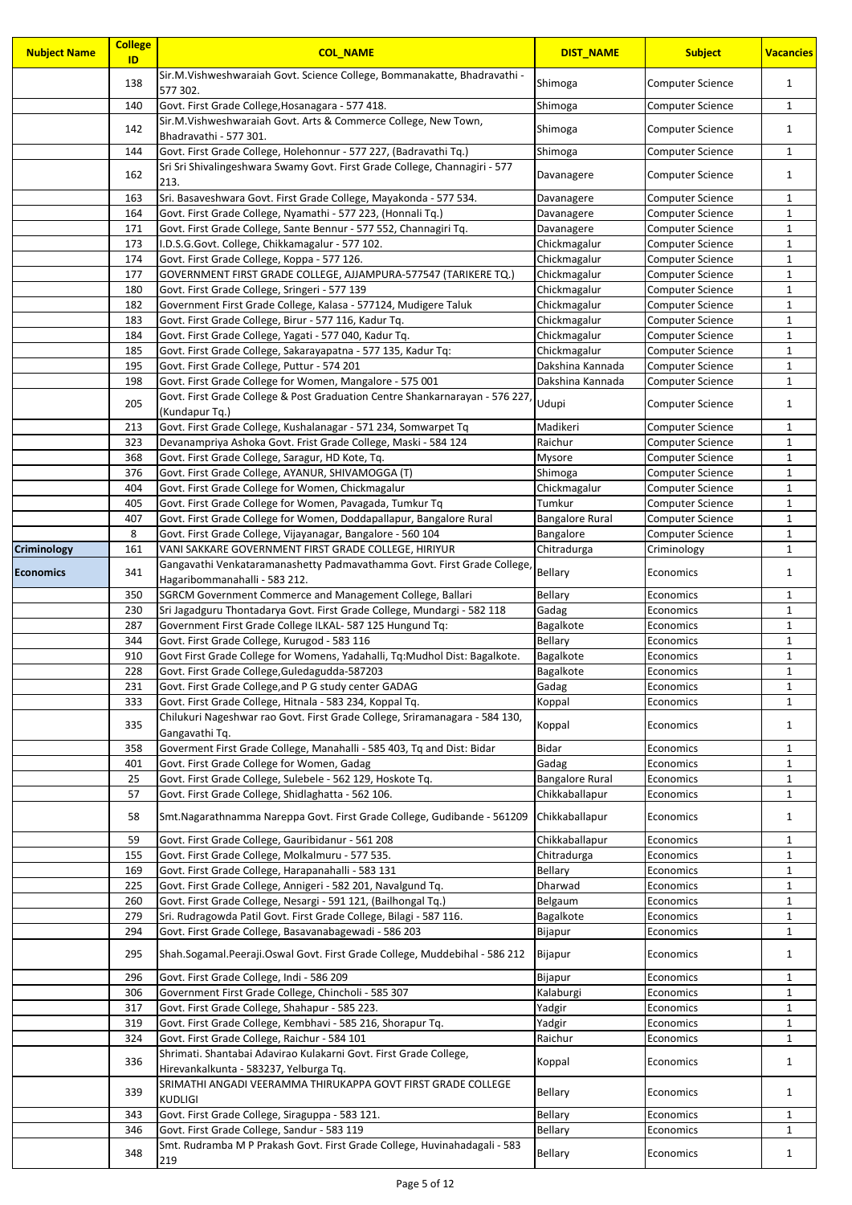| Nubject Name | College ID | COL_NAME | DIST_NAME | Subject | Vacancies |
|---|---|---|---|---|---|
| | 138 | Sir.M.Vishweshwaraiah Govt. Science College, Bommanakatte, Bhadravathi - 577 302. | Shimoga | Computer Science | 1 |
| | 140 | Govt. First Grade College,Hosanagara - 577 418. | Shimoga | Computer Science | 1 |
| | 142 | Sir.M.Vishweshwaraiah Govt. Arts & Commerce College, New Town, Bhadravathi - 577 301. | Shimoga | Computer Science | 1 |
| | 144 | Govt. First Grade College, Holehonnur - 577 227, (Badravathi Tq.) | Shimoga | Computer Science | 1 |
| | 162 | Sri Sri Shivalingeshwara Swamy Govt. First Grade College, Channagiri - 577 213. | Davanagere | Computer Science | 1 |
| | 163 | Sri. Basaveshwara Govt. First Grade College, Mayakonda - 577 534. | Davanagere | Computer Science | 1 |
| | 164 | Govt. First Grade College, Nyamathi - 577 223, (Honnali Tq.) | Davanagere | Computer Science | 1 |
| | 171 | Govt. First Grade College, Sante Bennur - 577 552, Channagiri Tq. | Davanagere | Computer Science | 1 |
| | 173 | I.D.S.G.Govt. College, Chikkamagalur - 577 102. | Chickmagalur | Computer Science | 1 |
| | 174 | Govt. First Grade College, Koppa - 577 126. | Chickmagalur | Computer Science | 1 |
| | 177 | GOVERNMENT FIRST GRADE COLLEGE, AJJAMPURA-577547 (TARIKERE TQ.) | Chickmagalur | Computer Science | 1 |
| | 180 | Govt. First Grade College, Sringeri - 577 139 | Chickmagalur | Computer Science | 1 |
| | 182 | Government First Grade College, Kalasa - 577124, Mudigere Taluk | Chickmagalur | Computer Science | 1 |
| | 183 | Govt. First Grade College, Birur - 577 116, Kadur Tq. | Chickmagalur | Computer Science | 1 |
| | 184 | Govt. First Grade College, Yagati - 577 040, Kadur Tq. | Chickmagalur | Computer Science | 1 |
| | 185 | Govt. First Grade College, Sakarayapatna - 577 135, Kadur Tq: | Chickmagalur | Computer Science | 1 |
| | 195 | Govt. First Grade College, Puttur - 574 201 | Dakshina Kannada | Computer Science | 1 |
| | 198 | Govt. First Grade College for Women, Mangalore - 575 001 | Dakshina Kannada | Computer Science | 1 |
| | 205 | Govt. First Grade College & Post Graduation Centre Shankarnarayan - 576 227, (Kundapur Tq.) | Udupi | Computer Science | 1 |
| | 213 | Govt. First Grade College, Kushalanagar - 571 234, Somwarpet Tq | Madikeri | Computer Science | 1 |
| | 323 | Devanampriya Ashoka Govt. Frist Grade College, Maski - 584 124 | Raichur | Computer Science | 1 |
| | 368 | Govt. First Grade College, Saragur, HD Kote, Tq. | Mysore | Computer Science | 1 |
| | 376 | Govt. First Grade College, AYANUR, SHIVAMOGGA (T) | Shimoga | Computer Science | 1 |
| | 404 | Govt. First Grade College for Women, Chickmagalur | Chickmagalur | Computer Science | 1 |
| | 405 | Govt. First Grade College for Women, Pavagada, Tumkur Tq | Tumkur | Computer Science | 1 |
| | 407 | Govt. First Grade College for Women, Doddapallapur, Bangalore Rural | Bangalore Rural | Computer Science | 1 |
| | 8 | Govt. First Grade College, Vijayanagar, Bangalore - 560 104 | Bangalore | Computer Science | 1 |
| **Criminology** | 161 | VANI SAKKARE GOVERNMENT FIRST GRADE COLLEGE, HIRIYUR | Chitradurga | Criminology | 1 |
| **Economics** | 341 | Gangavathi Venkataramanashetty Padmavathamma Govt. First Grade College, Hagaribommanahalli - 583 212. | Bellary | Economics | 1 |
| | 350 | SGRCM Government Commerce and Management College, Ballari | Bellary | Economics | 1 |
| | 230 | Sri Jagadguru Thontadarya Govt. First Grade College, Mundargi - 582 118 | Gadag | Economics | 1 |
| | 287 | Government First Grade College ILKAL- 587 125 Hungund Tq: | Bagalkote | Economics | 1 |
| | 344 | Govt. First Grade College, Kurugod - 583 116 | Bellary | Economics | 1 |
| | 910 | Govt First Grade College for Womens, Yadahalli, Tq:Mudhol Dist: Bagalkote. | Bagalkote | Economics | 1 |
| | 228 | Govt. First Grade College,Guledagudda-587203 | Bagalkote | Economics | 1 |
| | 231 | Govt. First Grade College,and P G study center GADAG | Gadag | Economics | 1 |
| | 333 | Govt. First Grade College, Hitnala - 583 234, Koppal Tq. | Koppal | Economics | 1 |
| | 335 | Chilukuri Nageshwar rao Govt. First Grade College, Sriramanagara - 584 130, Gangavathi Tq. | Koppal | Economics | 1 |
| | 358 | Goverment First Grade College, Manahalli - 585 403, Tq and Dist: Bidar | Bidar | Economics | 1 |
| | 401 | Govt. First Grade College for Women, Gadag | Gadag | Economics | 1 |
| | 25 | Govt. First Grade College, Sulebele - 562 129, Hoskote Tq. | Bangalore Rural | Economics | 1 |
| | 57 | Govt. First Grade College, Shidlaghatta - 562 106. | Chikkaballapur | Economics | 1 |
| | 58 | Smt.Nagarathnamma Nareppa Govt. First Grade College, Gudibande - 561209 | Chikkaballapur | Economics | 1 |
| | 59 | Govt. First Grade College, Gauribidanur - 561 208 | Chikkaballapur | Economics | 1 |
| | 155 | Govt. First Grade College, Molkalmuru - 577 535. | Chitradurga | Economics | 1 |
| | 169 | Govt. First Grade College, Harapanahalli - 583 131 | Bellary | Economics | 1 |
| | 225 | Govt. First Grade College, Annigeri - 582 201, Navalgund Tq. | Dharwad | Economics | 1 |
| | 260 | Govt. First Grade College, Nesargi - 591 121, (Bailhongal Tq.) | Belgaum | Economics | 1 |
| | 279 | Sri. Rudragowda Patil Govt. First Grade College, Bilagi - 587 116. | Bagalkote | Economics | 1 |
| | 294 | Govt. First Grade College, Basavanabagewadi - 586 203 | Bijapur | Economics | 1 |
| | 295 | Shah.Sogamal.Peeraji.Oswal Govt. First Grade College, Muddebihal - 586 212 | Bijapur | Economics | 1 |
| | 296 | Govt. First Grade College, Indi - 586 209 | Bijapur | Economics | 1 |
| | 306 | Government First Grade College, Chincholi - 585 307 | Kalaburgi | Economics | 1 |
| | 317 | Govt. First Grade College, Shahapur - 585 223. | Yadgir | Economics | 1 |
| | 319 | Govt. First Grade College, Kembhavi - 585 216, Shorapur Tq. | Yadgir | Economics | 1 |
| | 324 | Govt. First Grade College, Raichur - 584 101 | Raichur | Economics | 1 |
| | 336 | Shrimati. Shantabai Adavirao Kulakarni Govt. First Grade College, Hirevankalkunta - 583237, Yelburga Tq. | Koppal | Economics | 1 |
| | 339 | SRIMATHI ANGADI VEERAMMA THIRUKAPPA GOVT FIRST GRADE COLLEGE KUDLIGI | Bellary | Economics | 1 |
| | 343 | Govt. First Grade College, Siraguppa - 583 121. | Bellary | Economics | 1 |
| | 346 | Govt. First Grade College, Sandur - 583 119 | Bellary | Economics | 1 |
| | 348 | Smt. Rudramba M P Prakash Govt. First Grade College, Huvinahadagali - 583 219 | Bellary | Economics | 1 |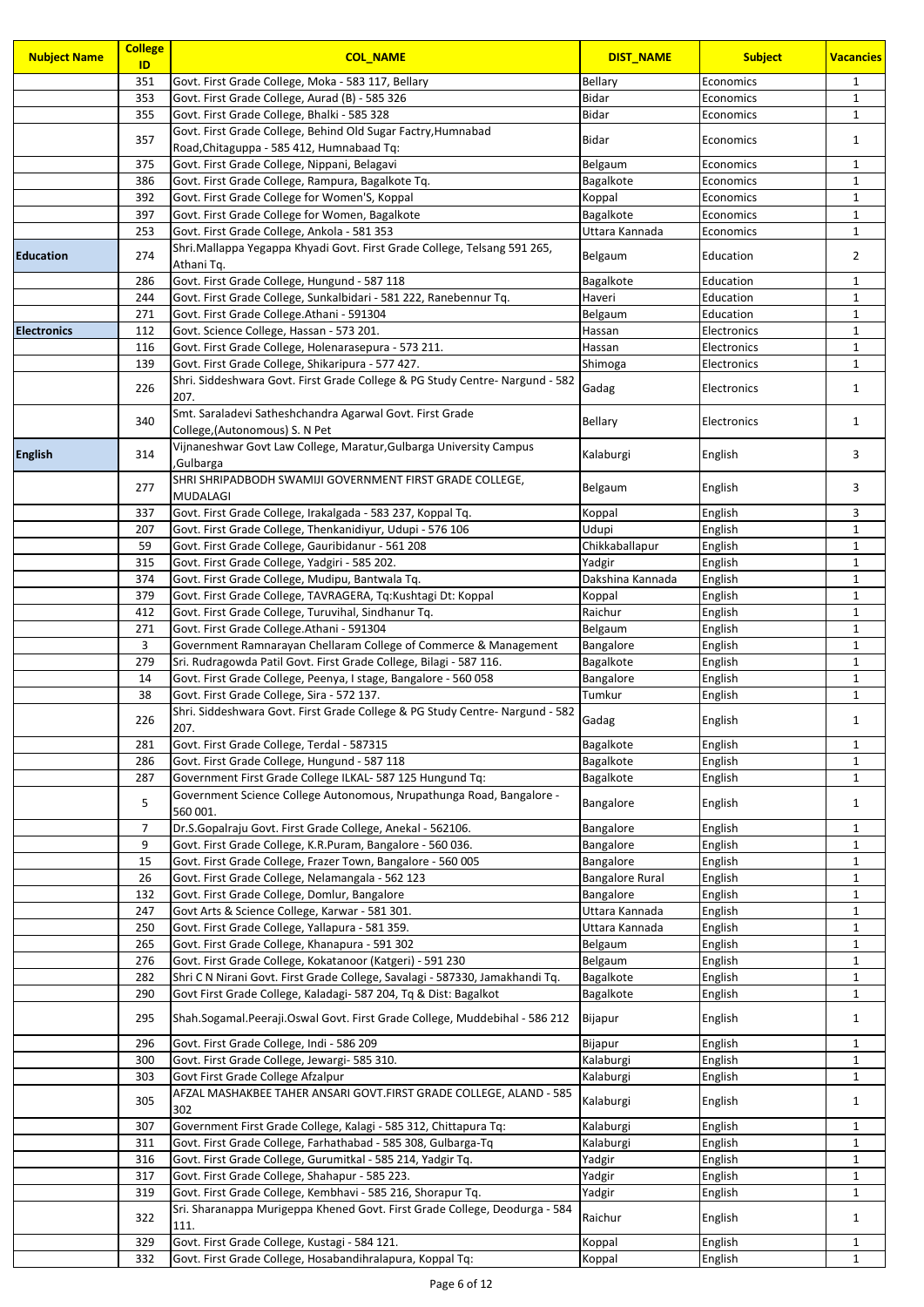| Nubject Name | College ID | COL_NAME | DIST_NAME | Subject | Vacancies |
|---|---|---|---|---|---|
| | 351 | Govt. First Grade College, Moka - 583 117, Bellary | Bellary | Economics | 1 |
| | 353 | Govt. First Grade College, Aurad (B) - 585 326 | Bidar | Economics | 1 |
| | 355 | Govt. First Grade College, Bhalki - 585 328 | Bidar | Economics | 1 |
| | 357 | Govt. First Grade College, Behind Old Sugar Factry,Humnabad Road,Chitaguppa - 585 412, Humnabaad Tq: | Bidar | Economics | 1 |
| | 375 | Govt. First Grade College, Nippani, Belagavi | Belgaum | Economics | 1 |
| | 386 | Govt. First Grade College, Rampura, Bagalkote Tq. | Bagalkote | Economics | 1 |
| | 392 | Govt. First Grade College for Women'S, Koppal | Koppal | Economics | 1 |
| | 397 | Govt. First Grade College for Women, Bagalkote | Bagalkote | Economics | 1 |
| | 253 | Govt. First Grade College, Ankola - 581 353 | Uttara Kannada | Economics | 1 |
| Education | 274 | Shri.Mallappa Yegappa Khyadi Govt. First Grade College, Telsang 591 265, Athani Tq. | Belgaum | Education | 2 |
| | 286 | Govt. First Grade College, Hungund - 587 118 | Bagalkote | Education | 1 |
| | 244 | Govt. First Grade College, Sunkalbidari - 581 222, Ranebennur Tq. | Haveri | Education | 1 |
| | 271 | Govt. First Grade College.Athani - 591304 | Belgaum | Education | 1 |
| Electronics | 112 | Govt. Science College, Hassan - 573 201. | Hassan | Electronics | 1 |
| | 116 | Govt. First Grade College, Holenarasepura - 573 211. | Hassan | Electronics | 1 |
| | 139 | Govt. First Grade College, Shikaripura - 577 427. | Shimoga | Electronics | 1 |
| | 226 | Shri. Siddeshwara Govt. First Grade College & PG Study Centre- Nargund - 582 207. | Gadag | Electronics | 1 |
| | 340 | Smt. Saraladevi Satheshchandra Agarwal Govt. First Grade College,(Autonomous) S. N Pet | Bellary | Electronics | 1 |
| English | 314 | Vijnaneshwar Govt Law College, Maratur,Gulbarga University Campus ,Gulbarga | Kalaburgi | English | 3 |
| | 277 | SHRI SHRIPADBODH SWAMIJI GOVERNMENT FIRST GRADE COLLEGE, MUDALAGI | Belgaum | English | 3 |
| | 337 | Govt. First Grade College, Irakalgada - 583 237, Koppal Tq. | Koppal | English | 3 |
| | 207 | Govt. First Grade College, Thenkanidiyur, Udupi - 576 106 | Udupi | English | 1 |
| | 59 | Govt. First Grade College, Gauribidanur - 561 208 | Chikkaballapur | English | 1 |
| | 315 | Govt. First Grade College, Yadgiri - 585 202. | Yadgir | English | 1 |
| | 374 | Govt. First Grade College, Mudipu, Bantwala Tq. | Dakshina Kannada | English | 1 |
| | 379 | Govt. First Grade College, TAVRAGERA, Tq:Kushtagi Dt: Koppal | Koppal | English | 1 |
| | 412 | Govt. First Grade College, Turuvihal, Sindhanur Tq. | Raichur | English | 1 |
| | 271 | Govt. First Grade College.Athani - 591304 | Belgaum | English | 1 |
| | 3 | Government Ramnarayan Chellaram College of Commerce & Management | Bangalore | English | 1 |
| | 279 | Sri. Rudragowda Patil Govt. First Grade College, Bilagi - 587 116. | Bagalkote | English | 1 |
| | 14 | Govt. First Grade College, Peenya, I stage, Bangalore - 560 058 | Bangalore | English | 1 |
| | 38 | Govt. First Grade College, Sira - 572 137. | Tumkur | English | 1 |
| | 226 | Shri. Siddeshwara Govt. First Grade College & PG Study Centre- Nargund - 582 207. | Gadag | English | 1 |
| | 281 | Govt. First Grade College, Terdal - 587315 | Bagalkote | English | 1 |
| | 286 | Govt. First Grade College, Hungund - 587 118 | Bagalkote | English | 1 |
| | 287 | Government First Grade College ILKAL- 587 125 Hungund Tq: | Bagalkote | English | 1 |
| | 5 | Government Science College Autonomous, Nrupathunga Road, Bangalore - 560 001. | Bangalore | English | 1 |
| | 7 | Dr.S.Gopalraju Govt. First Grade College, Anekal - 562106. | Bangalore | English | 1 |
| | 9 | Govt. First Grade College, K.R.Puram, Bangalore - 560 036. | Bangalore | English | 1 |
| | 15 | Govt. First Grade College, Frazer Town, Bangalore - 560 005 | Bangalore | English | 1 |
| | 26 | Govt. First Grade College, Nelamangala - 562 123 | Bangalore Rural | English | 1 |
| | 132 | Govt. First Grade College, Domlur, Bangalore | Bangalore | English | 1 |
| | 247 | Govt Arts & Science College, Karwar - 581 301. | Uttara Kannada | English | 1 |
| | 250 | Govt. First Grade College, Yallapura - 581 359. | Uttara Kannada | English | 1 |
| | 265 | Govt. First Grade College, Khanapura - 591 302 | Belgaum | English | 1 |
| | 276 | Govt. First Grade College, Kokatanoor (Katgeri) - 591 230 | Belgaum | English | 1 |
| | 282 | Shri C N Nirani Govt. First Grade College, Savalagi - 587330, Jamakhandi Tq. | Bagalkote | English | 1 |
| | 290 | Govt First Grade College, Kaladagi- 587 204, Tq & Dist: Bagalkot | Bagalkote | English | 1 |
| | 295 | Shah.Sogamal.Peeraji.Oswal Govt. First Grade College, Muddebihal - 586 212 | Bijapur | English | 1 |
| | 296 | Govt. First Grade College, Indi - 586 209 | Bijapur | English | 1 |
| | 300 | Govt. First Grade College, Jewargi- 585 310. | Kalaburgi | English | 1 |
| | 303 | Govt First Grade College Afzalpur | Kalaburgi | English | 1 |
| | 305 | AFZAL MASHAKBEE TAHER ANSARI GOVT.FIRST GRADE COLLEGE, ALAND - 585 302 | Kalaburgi | English | 1 |
| | 307 | Government First Grade College, Kalagi - 585 312, Chittapura Tq: | Kalaburgi | English | 1 |
| | 311 | Govt. First Grade College, Farhathabad - 585 308, Gulbarga-Tq | Kalaburgi | English | 1 |
| | 316 | Govt. First Grade College, Gurumitkal - 585 214, Yadgir Tq. | Yadgir | English | 1 |
| | 317 | Govt. First Grade College, Shahapur - 585 223. | Yadgir | English | 1 |
| | 319 | Govt. First Grade College, Kembhavi - 585 216, Shorapur Tq. | Yadgir | English | 1 |
| | 322 | Sri. Sharanappa Murigeppa Khened Govt. First Grade College, Deodurga - 584 111. | Raichur | English | 1 |
| | 329 | Govt. First Grade College, Kustagi - 584 121. | Koppal | English | 1 |
| | 332 | Govt. First Grade College, Hosabandihralapura, Koppal Tq: | Koppal | English | 1 |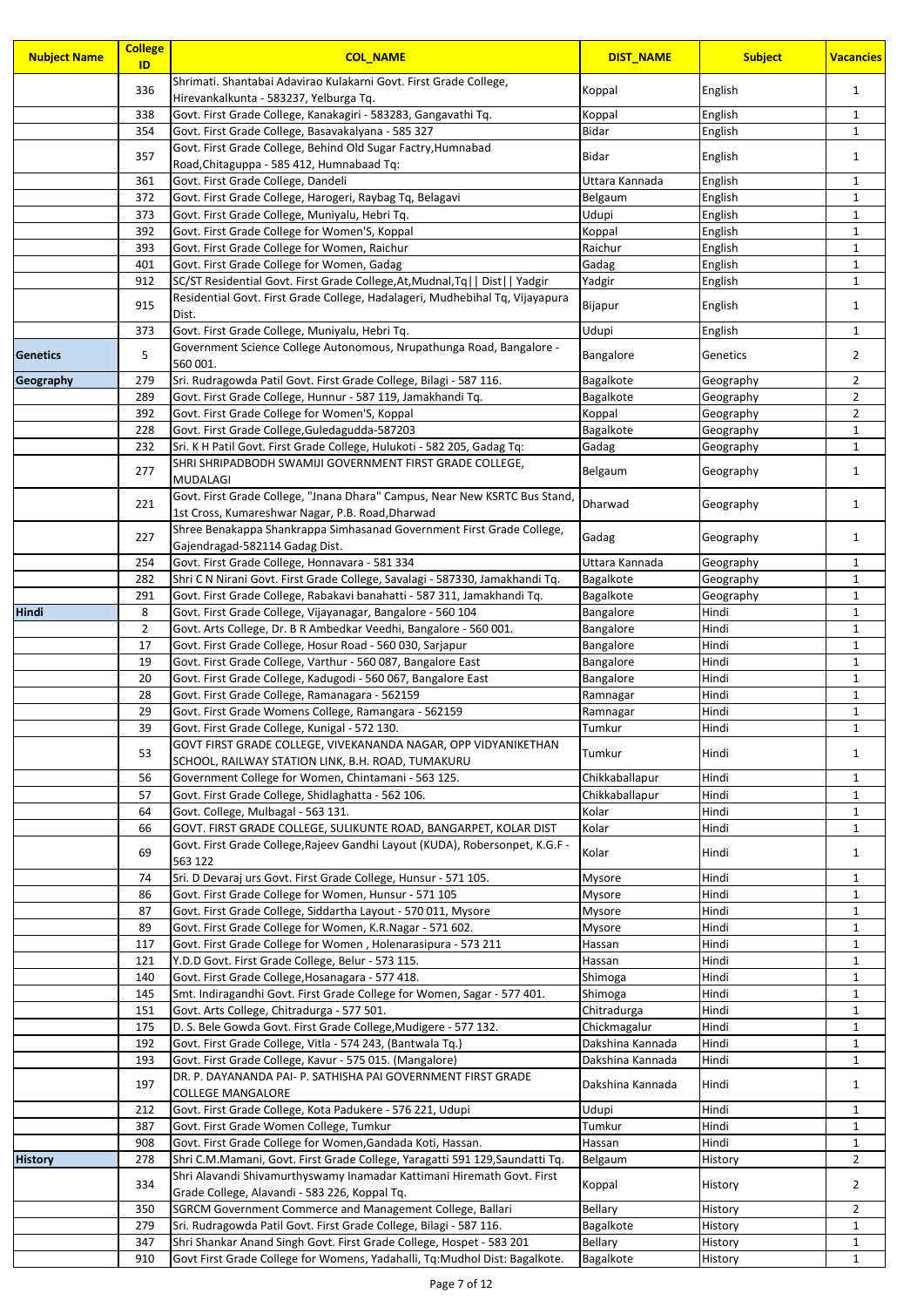| Nubject Name | College ID | COL_NAME | DIST_NAME | Subject | Vacancies |
|---|---|---|---|---|---|
| | 336 | Shrimati. Shantabai Adavirao Kulakarni Govt. First Grade College, Hirevankalkunta - 583237, Yelburga Tq. | Koppal | English | 1 |
| | 338 | Govt. First Grade College, Kanakagiri - 583283, Gangavathi Tq. | Koppal | English | 1 |
| | 354 | Govt. First Grade College, Basavakalyana - 585 327 | Bidar | English | 1 |
| | 357 | Govt. First Grade College, Behind Old Sugar Factry,Humnabad Road,Chitaguppa - 585 412, Humnabaad Tq: | Bidar | English | 1 |
| | 361 | Govt. First Grade College, Dandeli | Uttara Kannada | English | 1 |
| | 372 | Govt. First Grade College, Harogeri, Raybag Tq, Belagavi | Belgaum | English | 1 |
| | 373 | Govt. First Grade College, Muniyalu, Hebri Tq. | Udupi | English | 1 |
| | 392 | Govt. First Grade College for Women'S, Koppal | Koppal | English | 1 |
| | 393 | Govt. First Grade College for Women, Raichur | Raichur | English | 1 |
| | 401 | Govt. First Grade College for Women, Gadag | Gadag | English | 1 |
| | 912 | SC/ST Residential Govt. First Grade College,At,Mudnal,Tq\|\| Dist\|\| Yadgir | Yadgir | English | 1 |
| | 915 | Residential Govt. First Grade College, Hadalageri, Mudhebihal Tq, Vijayapura Dist. | Bijapur | English | 1 |
| | 373 | Govt. First Grade College, Muniyalu, Hebri Tq. | Udupi | English | 1 |
| **Genetics** | 5 | Government Science College Autonomous, Nrupathunga Road, Bangalore - 560 001. | Bangalore | Genetics | 2 |
| **Geography** | 279 | Sri. Rudragowda Patil Govt. First Grade College, Bilagi - 587 116. | Bagalkote | Geography | 2 |
| | 289 | Govt. First Grade College, Hunnur - 587 119, Jamakhandi Tq. | Bagalkote | Geography | 2 |
| | 392 | Govt. First Grade College for Women'S, Koppal | Koppal | Geography | 2 |
| | 228 | Govt. First Grade College,Guledagudda-587203 | Bagalkote | Geography | 1 |
| | 232 | Sri. K H Patil Govt. First Grade College, Hulukoti - 582 205, Gadag Tq: | Gadag | Geography | 1 |
| | 277 | SHRI SHRIPADBODH SWAMIJI GOVERNMENT FIRST GRADE COLLEGE, MUDALAGI | Belgaum | Geography | 1 |
| | 221 | Govt. First Grade College, "Jnana Dhara" Campus, Near New KSRTC Bus Stand, 1st Cross, Kumareshwar Nagar, P.B. Road,Dharwad | Dharwad | Geography | 1 |
| | 227 | Shree Benakappa Shankrappa Simhasanad Government First Grade College, Gajendragad-582114 Gadag Dist. | Gadag | Geography | 1 |
| | 254 | Govt. First Grade College, Honnavara - 581 334 | Uttara Kannada | Geography | 1 |
| | 282 | Shri C N Nirani Govt. First Grade College, Savalagi - 587330, Jamakhandi Tq. | Bagalkote | Geography | 1 |
| | 291 | Govt. First Grade College, Rabakavi banahatti - 587 311, Jamakhandi Tq. | Bagalkote | Geography | 1 |
| **Hindi** | 8 | Govt. First Grade College, Vijayanagar, Bangalore - 560 104 | Bangalore | Hindi | 1 |
| | 2 | Govt. Arts College, Dr. B R Ambedkar Veedhi, Bangalore - 560 001. | Bangalore | Hindi | 1 |
| | 17 | Govt. First Grade College, Hosur Road - 560 030, Sarjapur | Bangalore | Hindi | 1 |
| | 19 | Govt. First Grade College, Varthur - 560 087, Bangalore East | Bangalore | Hindi | 1 |
| | 20 | Govt. First Grade College, Kadugodi - 560 067, Bangalore East | Bangalore | Hindi | 1 |
| | 28 | Govt. First Grade College, Ramanagara - 562159 | Ramnagar | Hindi | 1 |
| | 29 | Govt. First Grade Womens College, Ramangara - 562159 | Ramnagar | Hindi | 1 |
| | 39 | Govt. First Grade College, Kunigal - 572 130. | Tumkur | Hindi | 1 |
| | 53 | GOVT FIRST GRADE COLLEGE, VIVEKANANDA NAGAR, OPP VIDYANIKETHAN SCHOOL, RAILWAY STATION LINK, B.H. ROAD, TUMAKURU | Tumkur | Hindi | 1 |
| | 56 | Government College for Women, Chintamani - 563 125. | Chikkaballapur | Hindi | 1 |
| | 57 | Govt. First Grade College, Shidlaghatta - 562 106. | Chikkaballapur | Hindi | 1 |
| | 64 | Govt. College, Mulbagal - 563 131. | Kolar | Hindi | 1 |
| | 66 | GOVT. FIRST GRADE COLLEGE, SULIKUNTE ROAD, BANGARPET, KOLAR DIST | Kolar | Hindi | 1 |
| | 69 | Govt. First Grade College,Rajeev Gandhi Layout (KUDA), Robersonpet, K.G.F - 563 122 | Kolar | Hindi | 1 |
| | 74 | Sri. D Devaraj urs Govt. First Grade College, Hunsur - 571 105. | Mysore | Hindi | 1 |
| | 86 | Govt. First Grade College for Women, Hunsur - 571 105 | Mysore | Hindi | 1 |
| | 87 | Govt. First Grade College, Siddartha Layout - 570 011, Mysore | Mysore | Hindi | 1 |
| | 89 | Govt. First Grade College for Women, K.R.Nagar - 571 602. | Mysore | Hindi | 1 |
| | 117 | Govt. First Grade College for Women , Holenarasipura - 573 211 | Hassan | Hindi | 1 |
| | 121 | Y.D.D Govt. First Grade College, Belur - 573 115. | Hassan | Hindi | 1 |
| | 140 | Govt. First Grade College,Hosanagara - 577 418. | Shimoga | Hindi | 1 |
| | 145 | Smt. Indiragandhi Govt. First Grade College for Women, Sagar - 577 401. | Shimoga | Hindi | 1 |
| | 151 | Govt. Arts College, Chitradurga - 577 501. | Chitradurga | Hindi | 1 |
| | 175 | D. S. Bele Gowda Govt. First Grade College,Mudigere - 577 132. | Chickmagalur | Hindi | 1 |
| | 192 | Govt. First Grade College, Vitla - 574 243, (Bantwala Tq.) | Dakshina Kannada | Hindi | 1 |
| | 193 | Govt. First Grade College, Kavur - 575 015. (Mangalore) | Dakshina Kannada | Hindi | 1 |
| | 197 | DR. P. DAYANANDA PAI- P. SATHISHA PAI GOVERNMENT FIRST GRADE COLLEGE MANGALORE | Dakshina Kannada | Hindi | 1 |
| | 212 | Govt. First Grade College, Kota Padukere - 576 221, Udupi | Udupi | Hindi | 1 |
| | 387 | Govt. First Grade Women College, Tumkur | Tumkur | Hindi | 1 |
| | 908 | Govt. First Grade College for Women,Gandada Koti, Hassan. | Hassan | Hindi | 1 |
| **History** | 278 | Shri C.M.Mamani, Govt. First Grade College, Yaragatti 591 129,Saundatti Tq. | Belgaum | History | 2 |
| | 334 | Shri Alavandi Shivamurthyswamy Inamadar Kattimani Hiremath Govt. First Grade College, Alavandi - 583 226, Koppal Tq. | Koppal | History | 2 |
| | 350 | SGRCM Government Commerce and Management College, Ballari | Bellary | History | 2 |
| | 279 | Sri. Rudragowda Patil Govt. First Grade College, Bilagi - 587 116. | Bagalkote | History | 1 |
| | 347 | Shri Shankar Anand Singh Govt. First Grade College, Hospet - 583 201 | Bellary | History | 1 |
| | 910 | Govt First Grade College for Womens, Yadahalli, Tq:Mudhol Dist: Bagalkote. | Bagalkote | History | 1 |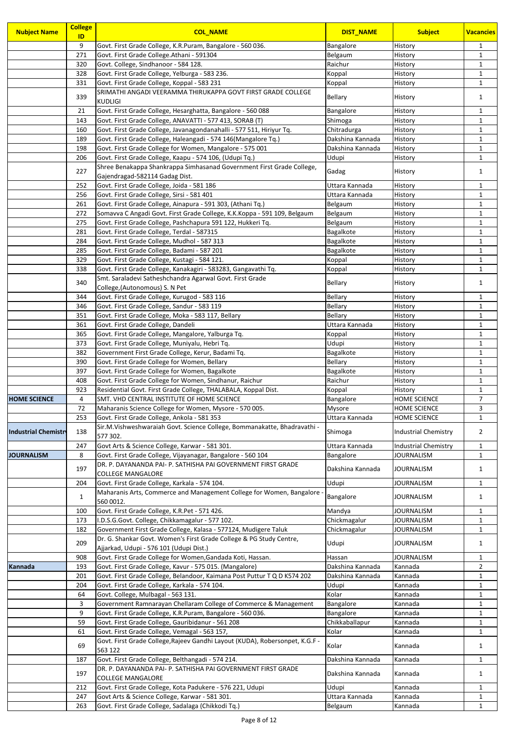| Nubject Name | College ID | COL_NAME | DIST_NAME | Subject | Vacancies |
|---|---|---|---|---|---|
| | 9 | Govt. First Grade College, K.R.Puram, Bangalore - 560 036. | Bangalore | History | 1 |
| | 271 | Govt. First Grade College.Athani - 591304 | Belgaum | History | 1 |
| | 320 | Govt. College, Sindhanoor - 584 128. | Raichur | History | 1 |
| | 328 | Govt. First Grade College, Yelburga - 583 236. | Koppal | History | 1 |
| | 331 | Govt. First Grade College, Koppal - 583 231 | Koppal | History | 1 |
| | 339 | SRIMATHI ANGADI VEERAMMA THIRUKAPPA GOVT FIRST GRADE COLLEGE KUDLIGI | Bellary | History | 1 |
| | 21 | Govt. First Grade College, Hesarghatta, Bangalore - 560 088 | Bangalore | History | 1 |
| | 143 | Govt. First Grade College, ANAVATTI - 577 413, SORAB (T) | Shimoga | History | 1 |
| | 160 | Govt. First Grade College, Javanagondanahalli - 577 511, Hiriyur Tq. | Chitradurga | History | 1 |
| | 189 | Govt. First Grade College, Haleangadi - 574 146(Mangalore Tq.) | Dakshina Kannada | History | 1 |
| | 198 | Govt. First Grade College for Women, Mangalore - 575 001 | Dakshina Kannada | History | 1 |
| | 206 | Govt. First Grade College, Kaapu - 574 106, (Udupi Tq.) | Udupi | History | 1 |
| | 227 | Shree Benakappa Shankrappa Simhasanad Government First Grade College, Gajendragad-582114 Gadag Dist. | Gadag | History | 1 |
| | 252 | Govt. First Grade College, Joida - 581 186 | Uttara Kannada | History | 1 |
| | 256 | Govt. First Grade College, Sirsi - 581 401 | Uttara Kannada | History | 1 |
| | 261 | Govt. First Grade College, Ainapura - 591 303, (Athani Tq.) | Belgaum | History | 1 |
| | 272 | Somavva C Angadi Govt. First Grade College, K.K.Koppa - 591 109, Belgaum | Belgaum | History | 1 |
| | 275 | Govt. First Grade College, Pashchapura 591 122, Hukkeri Tq. | Belgaum | History | 1 |
| | 281 | Govt. First Grade College, Terdal - 587315 | Bagalkote | History | 1 |
| | 284 | Govt. First Grade College, Mudhol - 587 313 | Bagalkote | History | 1 |
| | 285 | Govt. First Grade College, Badami - 587 201 | Bagalkote | History | 1 |
| | 329 | Govt. First Grade College, Kustagi - 584 121. | Koppal | History | 1 |
| | 338 | Govt. First Grade College, Kanakagiri - 583283, Gangavathi Tq. | Koppal | History | 1 |
| | 340 | Smt. Saraladevi Satheshchandra Agarwal Govt. First Grade College,(Autonomous) S. N Pet | Bellary | History | 1 |
| | 344 | Govt. First Grade College, Kurugod - 583 116 | Bellary | History | 1 |
| | 346 | Govt. First Grade College, Sandur - 583 119 | Bellary | History | 1 |
| | 351 | Govt. First Grade College, Moka - 583 117, Bellary | Bellary | History | 1 |
| | 361 | Govt. First Grade College, Dandeli | Uttara Kannada | History | 1 |
| | 365 | Govt. First Grade College, Mangalore, Yalburga Tq. | Koppal | History | 1 |
| | 373 | Govt. First Grade College, Muniyalu, Hebri Tq. | Udupi | History | 1 |
| | 382 | Government First Grade College, Kerur, Badami Tq. | Bagalkote | History | 1 |
| | 390 | Govt. First Grade College for Women, Bellary | Bellary | History | 1 |
| | 397 | Govt. First Grade College for Women, Bagalkote | Bagalkote | History | 1 |
| | 408 | Govt. First Grade College for Women, Sindhanur, Raichur | Raichur | History | 1 |
| | 923 | Residential Govt. First Grade College, THALABALA, Koppal Dist. | Koppal | History | 1 |
| HOME SCIENCE | 4 | SMT. VHD CENTRAL INSTITUTE OF HOME SCIENCE | Bangalore | HOME SCIENCE | 7 |
| | 72 | Maharanis Science College for Women, Mysore - 570 005. | Mysore | HOME SCIENCE | 3 |
| | 253 | Govt. First Grade College, Ankola - 581 353 | Uttara Kannada | HOME SCIENCE | 1 |
| Industrial Chemistry | 138 | Sir.M.Vishweshwaraiah Govt. Science College, Bommanakatte, Bhadravathi - 577 302. | Shimoga | Industrial Chemistry | 2 |
| | 247 | Govt Arts & Science College, Karwar - 581 301. | Uttara Kannada | Industrial Chemistry | 1 |
| JOURNALISM | 8 | Govt. First Grade College, Vijayanagar, Bangalore - 560 104 | Bangalore | JOURNALISM | 1 |
| | 197 | DR. P. DAYANANDA PAI- P. SATHISHA PAI GOVERNMENT FIRST GRADE COLLEGE MANGALORE | Dakshina Kannada | JOURNALISM | 1 |
| | 204 | Govt. First Grade College, Karkala - 574 104. | Udupi | JOURNALISM | 1 |
| | 1 | Maharanis Arts, Commerce and Management College for Women, Bangalore - 560 0012. | Bangalore | JOURNALISM | 1 |
| | 100 | Govt. First Grade College, K.R.Pet - 571 426. | Mandya | JOURNALISM | 1 |
| | 173 | I.D.S.G.Govt. College, Chikkamagalur - 577 102. | Chickmagalur | JOURNALISM | 1 |
| | 182 | Government First Grade College, Kalasa - 577124, Mudigere Taluk | Chickmagalur | JOURNALISM | 1 |
| | 209 | Dr. G. Shankar Govt. Women's First Grade College & PG Study Centre, Ajjarkad, Udupi - 576 101 (Udupi Dist.) | Udupi | JOURNALISM | 1 |
| | 908 | Govt. First Grade College for Women,Gandada Koti, Hassan. | Hassan | JOURNALISM | 1 |
| Kannada | 193 | Govt. First Grade College, Kavur - 575 015. (Mangalore) | Dakshina Kannada | Kannada | 2 |
| | 201 | Govt. First Grade College, Belandoor, Kaimana Post Puttur T Q D K574 202 | Dakshina Kannada | Kannada | 1 |
| | 204 | Govt. First Grade College, Karkala - 574 104. | Udupi | Kannada | 1 |
| | 64 | Govt. College, Mulbagal - 563 131. | Kolar | Kannada | 1 |
| | 3 | Government Ramnarayan Chellaram College of Commerce & Management | Bangalore | Kannada | 1 |
| | 9 | Govt. First Grade College, K.R.Puram, Bangalore - 560 036. | Bangalore | Kannada | 1 |
| | 59 | Govt. First Grade College, Gauribidanur - 561 208 | Chikkaballapur | Kannada | 1 |
| | 61 | Govt. First Grade College, Vemagal - 563 157, | Kolar | Kannada | 1 |
| | 69 | Govt. First Grade College,Rajeev Gandhi Layout (KUDA), Robersonpet, K.G.F - 563 122 | Kolar | Kannada | 1 |
| | 187 | Govt. First Grade College, Belthangadi - 574 214. | Dakshina Kannada | Kannada | 1 |
| | 197 | DR. P. DAYANANDA PAI- P. SATHISHA PAI GOVERNMENT FIRST GRADE COLLEGE MANGALORE | Dakshina Kannada | Kannada | 1 |
| | 212 | Govt. First Grade College, Kota Padukere - 576 221, Udupi | Udupi | Kannada | 1 |
| | 247 | Govt Arts & Science College, Karwar - 581 301. | Uttara Kannada | Kannada | 1 |
| | 263 | Govt. First Grade College, Sadalaga (Chikkodi Tq.) | Belgaum | Kannada | 1 |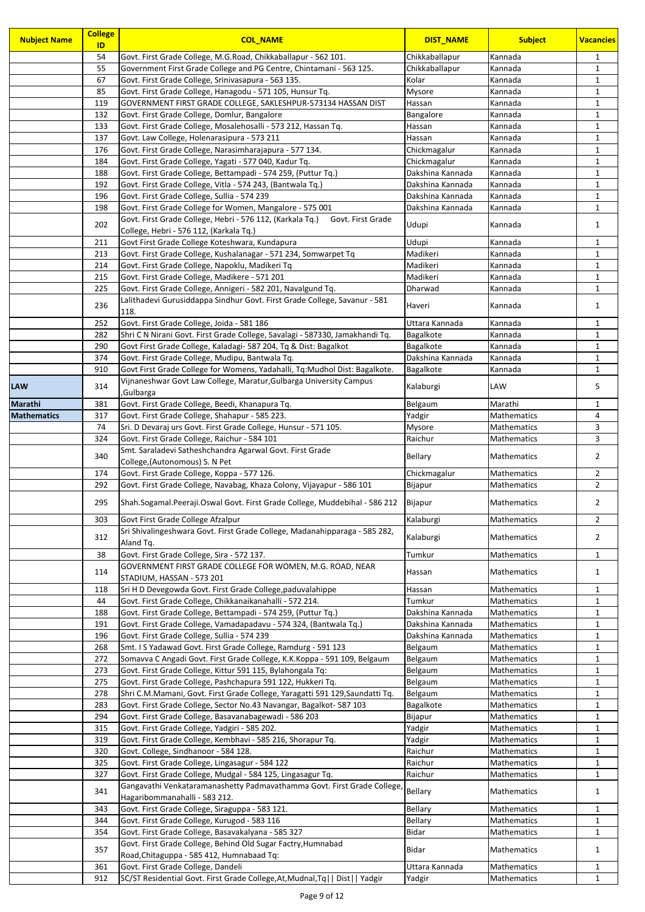| Nubject Name | College ID | COL_NAME | DIST_NAME | Subject | Vacancies |
|---|---|---|---|---|---|
| | 54 | Govt. First Grade College, M.G.Road, Chikkaballapur - 562 101. | Chikkaballapur | Kannada | 1 |
| | 55 | Government First Grade College and PG Centre, Chintamani - 563 125. | Chikkaballapur | Kannada | 1 |
| | 67 | Govt. First Grade College, Srinivasapura - 563 135. | Kolar | Kannada | 1 |
| | 85 | Govt. First Grade College, Hanagodu - 571 105, Hunsur Tq. | Mysore | Kannada | 1 |
| | 119 | GOVERNMENT FIRST GRADE COLLEGE, SAKLESHPUR-573134 HASSAN DIST | Hassan | Kannada | 1 |
| | 132 | Govt. First Grade College, Domlur, Bangalore | Bangalore | Kannada | 1 |
| | 133 | Govt. First Grade College, Mosalehosalli - 573 212, Hassan Tq. | Hassan | Kannada | 1 |
| | 137 | Govt. Law College, Holenarasipura - 573 211 | Hassan | Kannada | 1 |
| | 176 | Govt. First Grade College, Narasimharajapura - 577 134. | Chickmagalur | Kannada | 1 |
| | 184 | Govt. First Grade College, Yagati - 577 040, Kadur Tq. | Chickmagalur | Kannada | 1 |
| | 188 | Govt. First Grade College, Bettampadi - 574 259, (Puttur Tq.) | Dakshina Kannada | Kannada | 1 |
| | 192 | Govt. First Grade College, Vitla - 574 243, (Bantwala Tq.) | Dakshina Kannada | Kannada | 1 |
| | 196 | Govt. First Grade College, Sullia - 574 239 | Dakshina Kannada | Kannada | 1 |
| | 198 | Govt. First Grade College for Women, Mangalore - 575 001 | Dakshina Kannada | Kannada | 1 |
| | 202 | Govt. First Grade College, Hebri - 576 112, (Karkala Tq.) Govt. First Grade College, Hebri - 576 112, (Karkala Tq.) | Udupi | Kannada | 1 |
| | 211 | Govt First Grade College Koteshwara, Kundapura | Udupi | Kannada | 1 |
| | 213 | Govt. First Grade College, Kushalanagar - 571 234, Somwarpet Tq | Madikeri | Kannada | 1 |
| | 214 | Govt. First Grade College, Napoklu, Madikeri Tq | Madikeri | Kannada | 1 |
| | 215 | Govt. First Grade College, Madikere - 571 201 | Madikeri | Kannada | 1 |
| | 225 | Govt. First Grade College, Annigeri - 582 201, Navalgund Tq. | Dharwad | Kannada | 1 |
| | 236 | Lalithadevi Gurusiddappa Sindhur Govt. First Grade College, Savanur - 581 118. | Haveri | Kannada | 1 |
| | 252 | Govt. First Grade College, Joida - 581 186 | Uttara Kannada | Kannada | 1 |
| | 282 | Shri C N Nirani Govt. First Grade College, Savalagi - 587330, Jamakhandi Tq. | Bagalkote | Kannada | 1 |
| | 290 | Govt First Grade College, Kaladagi- 587 204, Tq & Dist: Bagalkot | Bagalkote | Kannada | 1 |
| | 374 | Govt. First Grade College, Mudipu, Bantwala Tq. | Dakshina Kannada | Kannada | 1 |
| | 910 | Govt First Grade College for Womens, Yadahalli, Tq:Mudhol Dist: Bagalkote. | Bagalkote | Kannada | 1 |
| LAW | 314 | Vijnaneshwar Govt Law College, Maratur,Gulbarga University Campus ,Gulbarga | Kalaburgi | LAW | 5 |
| Marathi | 381 | Govt. First Grade College, Beedi, Khanapura Tq. | Belgaum | Marathi | 1 |
| Mathematics | 317 | Govt. First Grade College, Shahapur - 585 223. | Yadgir | Mathematics | 4 |
| | 74 | Sri. D Devaraj urs Govt. First Grade College, Hunsur - 571 105. | Mysore | Mathematics | 3 |
| | 324 | Govt. First Grade College, Raichur - 584 101 | Raichur | Mathematics | 3 |
| | 340 | Smt. Saraladevi Satheshchandra Agarwal Govt. First Grade College,(Autonomous) S. N Pet | Bellary | Mathematics | 2 |
| | 174 | Govt. First Grade College, Koppa - 577 126. | Chickmagalur | Mathematics | 2 |
| | 292 | Govt. First Grade College, Navabag, Khaza Colony, Vijayapur - 586 101 | Bijapur | Mathematics | 2 |
| | 295 | Shah.Sogamal.Peeraji.Oswal Govt. First Grade College, Muddebihal - 586 212 | Bijapur | Mathematics | 2 |
| | 303 | Govt First Grade College Afzalpur | Kalaburgi | Mathematics | 2 |
| | 312 | Sri Shivalingeshwara Govt. First Grade College, Madanahipparaga - 585 282, Aland Tq. | Kalaburgi | Mathematics | 2 |
| | 38 | Govt. First Grade College, Sira - 572 137. | Tumkur | Mathematics | 1 |
| | 114 | GOVERNMENT FIRST GRADE COLLEGE FOR WOMEN, M.G. ROAD, NEAR STADIUM, HASSAN - 573 201 | Hassan | Mathematics | 1 |
| | 118 | Sri H D Devegowda Govt. First Grade College,paduvalahippe | Hassan | Mathematics | 1 |
| | 44 | Govt. First Grade College, Chikkanaikanahalli - 572 214. | Tumkur | Mathematics | 1 |
| | 188 | Govt. First Grade College, Bettampadi - 574 259, (Puttur Tq.) | Dakshina Kannada | Mathematics | 1 |
| | 191 | Govt. First Grade College, Vamadapadavu - 574 324, (Bantwala Tq.) | Dakshina Kannada | Mathematics | 1 |
| | 196 | Govt. First Grade College, Sullia - 574 239 | Dakshina Kannada | Mathematics | 1 |
| | 268 | Smt. I S Yadawad Govt. First Grade College, Ramdurg - 591 123 | Belgaum | Mathematics | 1 |
| | 272 | Somavva C Angadi Govt. First Grade College, K.K.Koppa - 591 109, Belgaum | Belgaum | Mathematics | 1 |
| | 273 | Govt. First Grade College, Kittur 591 115, Bylahongala Tq: | Belgaum | Mathematics | 1 |
| | 275 | Govt. First Grade College, Pashchapura 591 122, Hukkeri Tq. | Belgaum | Mathematics | 1 |
| | 278 | Shri C.M.Mamani, Govt. First Grade College, Yaragatti 591 129,Saundatti Tq. | Belgaum | Mathematics | 1 |
| | 283 | Govt. First Grade College, Sector No.43 Navangar, Bagalkot- 587 103 | Bagalkote | Mathematics | 1 |
| | 294 | Govt. First Grade College, Basavanabagewadi - 586 203 | Bijapur | Mathematics | 1 |
| | 315 | Govt. First Grade College, Yadgiri - 585 202. | Yadgir | Mathematics | 1 |
| | 319 | Govt. First Grade College, Kembhavi - 585 216, Shorapur Tq. | Yadgir | Mathematics | 1 |
| | 320 | Govt. College, Sindhanoor - 584 128. | Raichur | Mathematics | 1 |
| | 325 | Govt. First Grade College, Lingasagur - 584 122 | Raichur | Mathematics | 1 |
| | 327 | Govt. First Grade College, Mudgal - 584 125, Lingasagur Tq. | Raichur | Mathematics | 1 |
| | 341 | Gangavathi Venkataramanashetty Padmavathamma Govt. First Grade College, Hagaribommanahalli - 583 212. | Bellary | Mathematics | 1 |
| | 343 | Govt. First Grade College, Siraguppa - 583 121. | Bellary | Mathematics | 1 |
| | 344 | Govt. First Grade College, Kurugod - 583 116 | Bellary | Mathematics | 1 |
| | 354 | Govt. First Grade College, Basavakalyana - 585 327 | Bidar | Mathematics | 1 |
| | 357 | Govt. First Grade College, Behind Old Sugar Factry,Humnabad Road,Chitaguppa - 585 412, Humnabaad Tq: | Bidar | Mathematics | 1 |
| | 361 | Govt. First Grade College, Dandeli | Uttara Kannada | Mathematics | 1 |
| | 912 | SC/ST Residential Govt. First Grade College,At,Mudnal,Tq\|\| Dist\|\| Yadgir | Yadgir | Mathematics | 1 |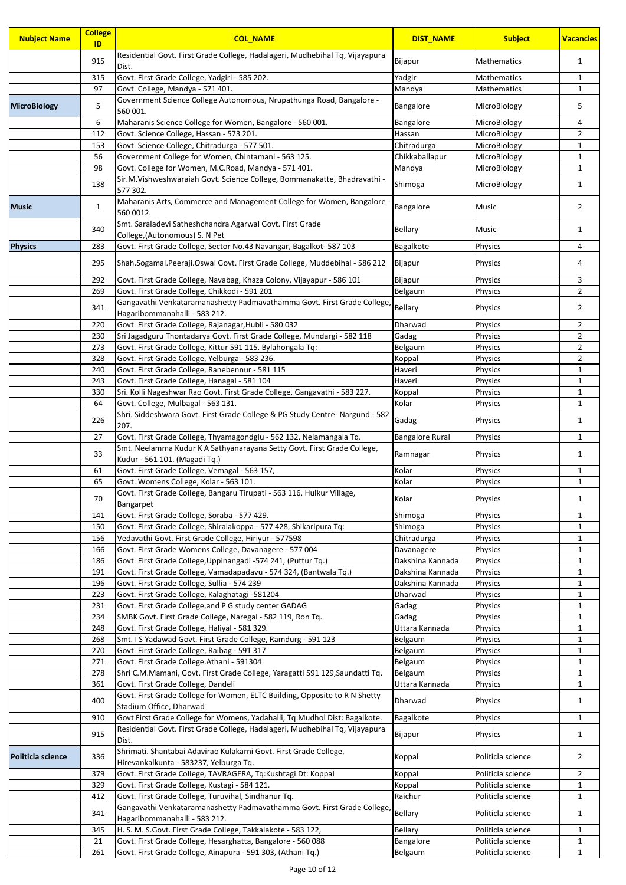| Nubject Name | College ID | COL_NAME | DIST_NAME | Subject | Vacancies |
|---|---|---|---|---|---|
| | 915 | Residential Govt. First Grade College, Hadalageri, Mudhebihal Tq, Vijayapura Dist. | Bijapur | Mathematics | 1 |
| | 315 | Govt. First Grade College, Yadgiri - 585 202. | Yadgir | Mathematics | 1 |
| | 97 | Govt. College, Mandya - 571 401. | Mandya | Mathematics | 1 |
| MicroBiology | 5 | Government Science College Autonomous, Nrupathunga Road, Bangalore - 560 001. | Bangalore | MicroBiology | 5 |
| | 6 | Maharanis Science College for Women, Bangalore - 560 001. | Bangalore | MicroBiology | 4 |
| | 112 | Govt. Science College, Hassan - 573 201. | Hassan | MicroBiology | 2 |
| | 153 | Govt. Science College, Chitradurga - 577 501. | Chitradurga | MicroBiology | 1 |
| | 56 | Government College for Women, Chintamani - 563 125. | Chikkaballapur | MicroBiology | 1 |
| | 98 | Govt. College for Women, M.C.Road, Mandya - 571 401. | Mandya | MicroBiology | 1 |
| | 138 | Sir.M.Vishweshwaraiah Govt. Science College, Bommanakatte, Bhadravathi - 577 302. | Shimoga | MicroBiology | 1 |
| Music | 1 | Maharanis Arts, Commerce and Management College for Women, Bangalore - 560 0012. | Bangalore | Music | 2 |
| | 340 | Smt. Saraladevi Satheshchandra Agarwal Govt. First Grade College,(Autonomous) S. N Pet | Bellary | Music | 1 |
| Physics | 283 | Govt. First Grade College, Sector No.43 Navangar, Bagalkot- 587 103 | Bagalkote | Physics | 4 |
| | 295 | Shah.Sogamal.Peeraji.Oswal Govt. First Grade College, Muddebihal - 586 212 | Bijapur | Physics | 4 |
| | 292 | Govt. First Grade College, Navabag, Khaza Colony, Vijayapur - 586 101 | Bijapur | Physics | 3 |
| | 269 | Govt. First Grade College, Chikkodi - 591 201 | Belgaum | Physics | 2 |
| | 341 | Gangavathi Venkataramanashetty Padmavathamma Govt. First Grade College, Hagaribommanahalli - 583 212. | Bellary | Physics | 2 |
| | 220 | Govt. First Grade College, Rajanagar,Hubli - 580 032 | Dharwad | Physics | 2 |
| | 230 | Sri Jagadguru Thontadarya Govt. First Grade College, Mundargi - 582 118 | Gadag | Physics | 2 |
| | 273 | Govt. First Grade College, Kittur 591 115, Bylahongala Tq: | Belgaum | Physics | 2 |
| | 328 | Govt. First Grade College, Yelburga - 583 236. | Koppal | Physics | 2 |
| | 240 | Govt. First Grade College, Ranebennur - 581 115 | Haveri | Physics | 1 |
| | 243 | Govt. First Grade College, Hanagal - 581 104 | Haveri | Physics | 1 |
| | 330 | Sri. Kolli Nageshwar Rao Govt. First Grade College, Gangavathi - 583 227. | Koppal | Physics | 1 |
| | 64 | Govt. College, Mulbagal - 563 131. | Kolar | Physics | 1 |
| | 226 | Shri. Siddeshwara Govt. First Grade College & PG Study Centre- Nargund - 582 207. | Gadag | Physics | 1 |
| | 27 | Govt. First Grade College, Thyamagondglu - 562 132, Nelamangala Tq. | Bangalore Rural | Physics | 1 |
| | 33 | Smt. Neelamma Kudur K A Sathyanarayana Setty Govt. First Grade College, Kudur - 561 101. (Magadi Tq.) | Ramnagar | Physics | 1 |
| | 61 | Govt. First Grade College, Vemagal - 563 157, | Kolar | Physics | 1 |
| | 65 | Govt. Womens College, Kolar - 563 101. | Kolar | Physics | 1 |
| | 70 | Govt. First Grade College, Bangaru Tirupati - 563 116, Hulkur Village, Bangarpet | Kolar | Physics | 1 |
| | 141 | Govt. First Grade College, Soraba - 577 429. | Shimoga | Physics | 1 |
| | 150 | Govt. First Grade College, Shiralakoppa - 577 428, Shikaripura Tq: | Shimoga | Physics | 1 |
| | 156 | Vedavathi Govt. First Grade College, Hiriyur - 577598 | Chitradurga | Physics | 1 |
| | 166 | Govt. First Grade Womens College, Davanagere - 577 004 | Davanagere | Physics | 1 |
| | 186 | Govt. First Grade College,Uppinangadi -574 241, (Puttur Tq.) | Dakshina Kannada | Physics | 1 |
| | 191 | Govt. First Grade College, Vamadapadavu - 574 324, (Bantwala Tq.) | Dakshina Kannada | Physics | 1 |
| | 196 | Govt. First Grade College, Sullia - 574 239 | Dakshina Kannada | Physics | 1 |
| | 223 | Govt. First Grade College, Kalaghatagi -581204 | Dharwad | Physics | 1 |
| | 231 | Govt. First Grade College,and P G study center GADAG | Gadag | Physics | 1 |
| | 234 | SMBK Govt. First Grade College, Naregal - 582 119, Ron Tq. | Gadag | Physics | 1 |
| | 248 | Govt. First Grade College, Haliyal - 581 329. | Uttara Kannada | Physics | 1 |
| | 268 | Smt. I S Yadawad Govt. First Grade College, Ramdurg - 591 123 | Belgaum | Physics | 1 |
| | 270 | Govt. First Grade College, Raibag - 591 317 | Belgaum | Physics | 1 |
| | 271 | Govt. First Grade College.Athani - 591304 | Belgaum | Physics | 1 |
| | 278 | Shri C.M.Mamani, Govt. First Grade College, Yaragatti 591 129,Saundatti Tq. | Belgaum | Physics | 1 |
| | 361 | Govt. First Grade College, Dandeli | Uttara Kannada | Physics | 1 |
| | 400 | Govt. First Grade College for Women, ELTC Building, Opposite to R N Shetty Stadium Office, Dharwad | Dharwad | Physics | 1 |
| | 910 | Govt First Grade College for Womens, Yadahalli, Tq:Mudhol Dist: Bagalkote. | Bagalkote | Physics | 1 |
| | 915 | Residential Govt. First Grade College, Hadalageri, Mudhebihal Tq, Vijayapura Dist. | Bijapur | Physics | 1 |
| Politicla science | 336 | Shrimati. Shantabai Adavirao Kulakarni Govt. First Grade College, Hirevankalkunta - 583237, Yelburga Tq. | Koppal | Politicla science | 2 |
| | 379 | Govt. First Grade College, TAVRAGERA, Tq:Kushtagi Dt: Koppal | Koppal | Politicla science | 2 |
| | 329 | Govt. First Grade College, Kustagi - 584 121. | Koppal | Politicla science | 1 |
| | 412 | Govt. First Grade College, Turuvihal, Sindhanur Tq. | Raichur | Politicla science | 1 |
| | 341 | Gangavathi Venkataramanashetty Padmavathamma Govt. First Grade College, Hagaribommanahalli - 583 212. | Bellary | Politicla science | 1 |
| | 345 | H. S. M. S.Govt. First Grade College, Takkalakote - 583 122, | Bellary | Politicla science | 1 |
| | 21 | Govt. First Grade College, Hesarghatta, Bangalore - 560 088 | Bangalore | Politicla science | 1 |
| | 261 | Govt. First Grade College, Ainapura - 591 303, (Athani Tq.) | Belgaum | Politicla science | 1 |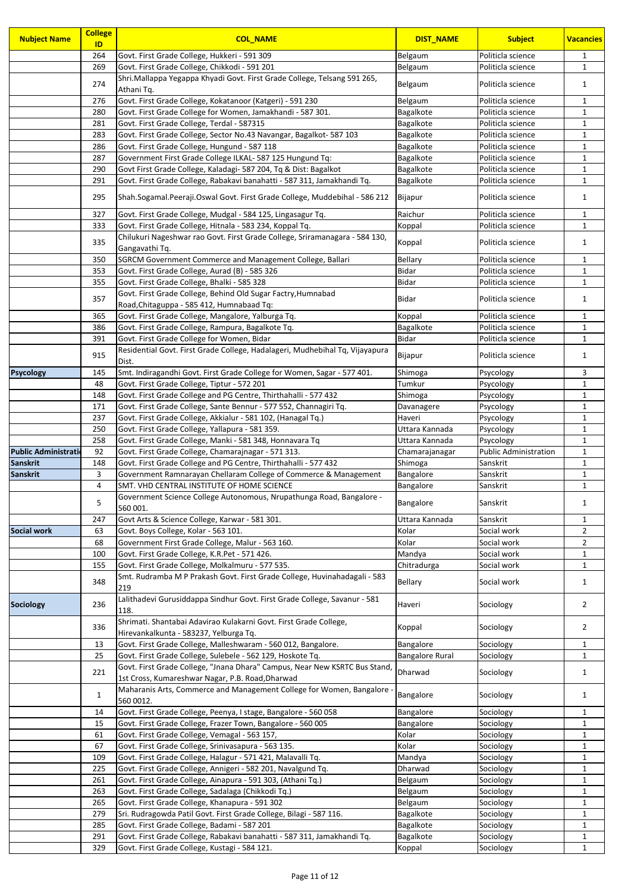| Nubject Name | College ID | COL_NAME | DIST_NAME | Subject | Vacancies |
|---|---|---|---|---|---|
| | 264 | Govt. First Grade College, Hukkeri - 591 309 | Belgaum | Politicla science | 1 |
| | 269 | Govt. First Grade College, Chikkodi - 591 201 | Belgaum | Politicla science | 1 |
| | 274 | Shri.Mallappa Yegappa Khyadi Govt. First Grade College, Telsang 591 265, Athani Tq. | Belgaum | Politicla science | 1 |
| | 276 | Govt. First Grade College, Kokatanoor (Katgeri) - 591 230 | Belgaum | Politicla science | 1 |
| | 280 | Govt. First Grade College for Women, Jamakhandi - 587 301. | Bagalkote | Politicla science | 1 |
| | 281 | Govt. First Grade College, Terdal - 587315 | Bagalkote | Politicla science | 1 |
| | 283 | Govt. First Grade College, Sector No.43 Navangar, Bagalkot- 587 103 | Bagalkote | Politicla science | 1 |
| | 286 | Govt. First Grade College, Hungund - 587 118 | Bagalkote | Politicla science | 1 |
| | 287 | Government First Grade College ILKAL- 587 125 Hungund Tq: | Bagalkote | Politicla science | 1 |
| | 290 | Govt First Grade College, Kaladagi- 587 204, Tq & Dist: Bagalkot | Bagalkote | Politicla science | 1 |
| | 291 | Govt. First Grade College, Rabakavi banahatti - 587 311, Jamakhandi Tq. | Bagalkote | Politicla science | 1 |
| | 295 | Shah.Sogamal.Peeraji.Oswal Govt. First Grade College, Muddebihal - 586 212 | Bijapur | Politicla science | 1 |
| | 327 | Govt. First Grade College, Mudgal - 584 125, Lingasagur Tq. | Raichur | Politicla science | 1 |
| | 333 | Govt. First Grade College, Hitnala - 583 234, Koppal Tq. | Koppal | Politicla science | 1 |
| | 335 | Chilukuri Nageshwar rao Govt. First Grade College, Sriramanagara - 584 130, Gangavathi Tq. | Koppal | Politicla science | 1 |
| | 350 | SGRCM Government Commerce and Management College, Ballari | Bellary | Politicla science | 1 |
| | 353 | Govt. First Grade College, Aurad (B) - 585 326 | Bidar | Politicla science | 1 |
| | 355 | Govt. First Grade College, Bhalki - 585 328 | Bidar | Politicla science | 1 |
| | 357 | Govt. First Grade College, Behind Old Sugar Factry,Humnabad Road,Chitaguppa - 585 412, Humnabaad Tq: | Bidar | Politicla science | 1 |
| | 365 | Govt. First Grade College, Mangalore, Yalburga Tq. | Koppal | Politicla science | 1 |
| | 386 | Govt. First Grade College, Rampura, Bagalkote Tq. | Bagalkote | Politicla science | 1 |
| | 391 | Govt. First Grade College for Women, Bidar | Bidar | Politicla science | 1 |
| | 915 | Residential Govt. First Grade College, Hadalageri, Mudhebihal Tq, Vijayapura Dist. | Bijapur | Politicla science | 1 |
| Psycology | 145 | Smt. Indiragandhi Govt. First Grade College for Women, Sagar - 577 401. | Shimoga | Psycology | 3 |
| | 48 | Govt. First Grade College, Tiptur - 572 201 | Tumkur | Psycology | 1 |
| | 148 | Govt. First Grade College and PG Centre, Thirthahalli - 577 432 | Shimoga | Psycology | 1 |
| | 171 | Govt. First Grade College, Sante Bennur - 577 552, Channagiri Tq. | Davanagere | Psycology | 1 |
| | 237 | Govt. First Grade College, Akkialur - 581 102, (Hanagal Tq.) | Haveri | Psycology | 1 |
| | 250 | Govt. First Grade College, Yallapura - 581 359. | Uttara Kannada | Psycology | 1 |
| | 258 | Govt. First Grade College, Manki - 581 348, Honnavara Tq | Uttara Kannada | Psycology | 1 |
| Public Administrati | 92 | Govt. First Grade College, Chamarajnagar - 571 313. | Chamarajanagar | Public Administration | 1 |
| Sanskrit | 148 | Govt. First Grade College and PG Centre, Thirthahalli - 577 432 | Shimoga | Sanskrit | 1 |
| Sanskrit | 3 | Government Ramnarayan Chellaram College of Commerce & Management | Bangalore | Sanskrit | 1 |
| | 4 | SMT. VHD CENTRAL INSTITUTE OF HOME SCIENCE | Bangalore | Sanskrit | 1 |
| | 5 | Government Science College Autonomous, Nrupathunga Road, Bangalore - 560 001. | Bangalore | Sanskrit | 1 |
| | 247 | Govt Arts & Science College, Karwar - 581 301. | Uttara Kannada | Sanskrit | 1 |
| Social work | 63 | Govt. Boys College, Kolar - 563 101. | Kolar | Social work | 2 |
| | 68 | Government First Grade College, Malur - 563 160. | Kolar | Social work | 2 |
| | 100 | Govt. First Grade College, K.R.Pet - 571 426. | Mandya | Social work | 1 |
| | 155 | Govt. First Grade College, Molkalmuru - 577 535. | Chitradurga | Social work | 1 |
| | 348 | Smt. Rudramba M P Prakash Govt. First Grade College, Huvinahadagali - 583 219 | Bellary | Social work | 1 |
| Sociology | 236 | Lalithadevi Gurusiddappa Sindhur Govt. First Grade College, Savanur - 581 118. | Haveri | Sociology | 2 |
| | 336 | Shrimati. Shantabai Adavirao Kulakarni Govt. First Grade College, Hirevankalkunta - 583237, Yelburga Tq. | Koppal | Sociology | 2 |
| | 13 | Govt. First Grade College, Malleshwaram - 560 012, Bangalore. | Bangalore | Sociology | 1 |
| | 25 | Govt. First Grade College, Sulebele - 562 129, Hoskote Tq. | Bangalore Rural | Sociology | 1 |
| | 221 | Govt. First Grade College, "Jnana Dhara" Campus, Near New KSRTC Bus Stand, 1st Cross, Kumareshwar Nagar, P.B. Road,Dharwad | Dharwad | Sociology | 1 |
| | 1 | Maharanis Arts, Commerce and Management College for Women, Bangalore - 560 0012. | Bangalore | Sociology | 1 |
| | 14 | Govt. First Grade College, Peenya, I stage, Bangalore - 560 058 | Bangalore | Sociology | 1 |
| | 15 | Govt. First Grade College, Frazer Town, Bangalore - 560 005 | Bangalore | Sociology | 1 |
| | 61 | Govt. First Grade College, Vemagal - 563 157, | Kolar | Sociology | 1 |
| | 67 | Govt. First Grade College, Srinivasapura - 563 135. | Kolar | Sociology | 1 |
| | 109 | Govt. First Grade College, Halagur - 571 421, Malavalli Tq. | Mandya | Sociology | 1 |
| | 225 | Govt. First Grade College, Annigeri - 582 201, Navalgund Tq. | Dharwad | Sociology | 1 |
| | 261 | Govt. First Grade College, Ainapura - 591 303, (Athani Tq.) | Belgaum | Sociology | 1 |
| | 263 | Govt. First Grade College, Sadalaga (Chikkodi Tq.) | Belgaum | Sociology | 1 |
| | 265 | Govt. First Grade College, Khanapura - 591 302 | Belgaum | Sociology | 1 |
| | 279 | Sri. Rudragowda Patil Govt. First Grade College, Bilagi - 587 116. | Bagalkote | Sociology | 1 |
| | 285 | Govt. First Grade College, Badami - 587 201 | Bagalkote | Sociology | 1 |
| | 291 | Govt. First Grade College, Rabakavi banahatti - 587 311, Jamakhandi Tq. | Bagalkote | Sociology | 1 |
| | 329 | Govt. First Grade College, Kustagi - 584 121. | Koppal | Sociology | 1 |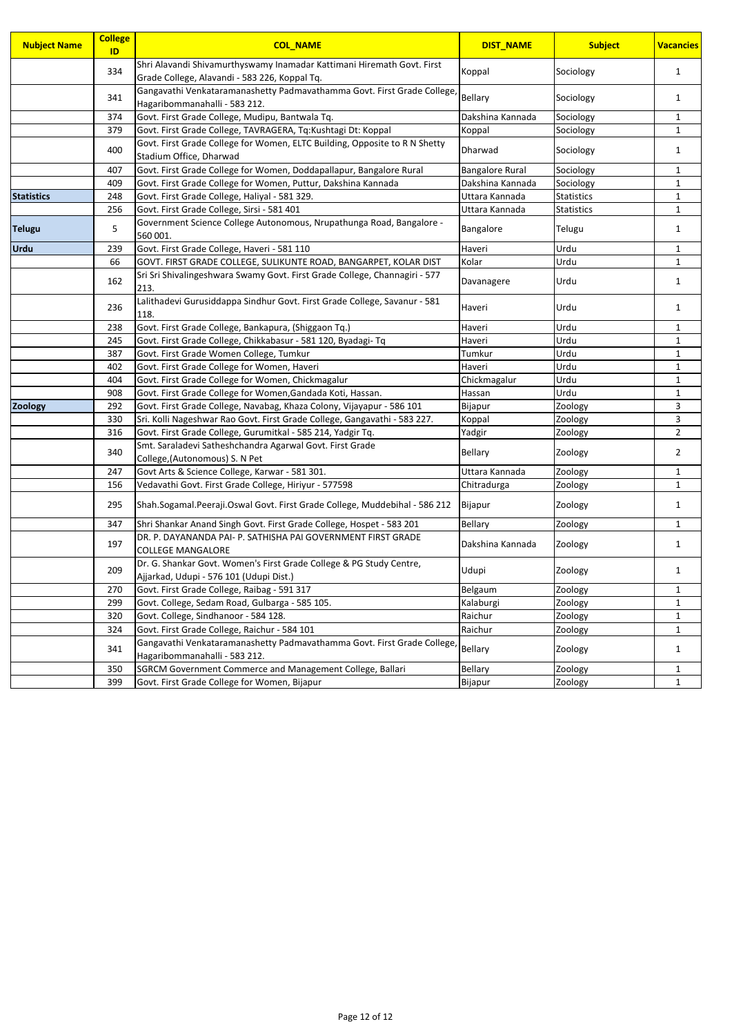| Nubject Name | College ID | COL_NAME | DIST_NAME | Subject | Vacancies |
|---|---|---|---|---|---|
| | 334 | Shri Alavandi Shivamurthyswamy Inamadar Kattimani Hiremath Govt. First Grade College, Alavandi - 583 226, Koppal Tq. | Koppal | Sociology | 1 |
| | 341 | Gangavathi Venkataramanashetty Padmavathamma Govt. First Grade College, Hagaribommanahalli - 583 212. | Bellary | Sociology | 1 |
| | 374 | Govt. First Grade College, Mudipu, Bantwala Tq. | Dakshina Kannada | Sociology | 1 |
| | 379 | Govt. First Grade College, TAVRAGERA, Tq:Kushtagi Dt: Koppal | Koppal | Sociology | 1 |
| | 400 | Govt. First Grade College for Women, ELTC Building, Opposite to R N Shetty Stadium Office, Dharwad | Dharwad | Sociology | 1 |
| | 407 | Govt. First Grade College for Women, Doddapallapur, Bangalore Rural | Bangalore Rural | Sociology | 1 |
| | 409 | Govt. First Grade College for Women, Puttur, Dakshina Kannada | Dakshina Kannada | Sociology | 1 |
| Statistics | 248 | Govt. First Grade College, Haliyal - 581 329. | Uttara Kannada | Statistics | 1 |
| | 256 | Govt. First Grade College, Sirsi - 581 401 | Uttara Kannada | Statistics | 1 |
| Telugu | 5 | Government Science College Autonomous, Nrupathunga Road, Bangalore - 560 001. | Bangalore | Telugu | 1 |
| Urdu | 239 | Govt. First Grade College, Haveri - 581 110 | Haveri | Urdu | 1 |
| | 66 | GOVT. FIRST GRADE COLLEGE, SULIKUNTE ROAD, BANGARPET, KOLAR DIST | Kolar | Urdu | 1 |
| | 162 | Sri Sri Shivalingeshwara Swamy Govt. First Grade College, Channagiri - 577 213. | Davanagere | Urdu | 1 |
| | 236 | Lalithadevi Gurusiddappa Sindhur Govt. First Grade College, Savanur - 581 118. | Haveri | Urdu | 1 |
| | 238 | Govt. First Grade College, Bankapura, (Shiggaon Tq.) | Haveri | Urdu | 1 |
| | 245 | Govt. First Grade College, Chikkabasur - 581 120, Byadagi- Tq | Haveri | Urdu | 1 |
| | 387 | Govt. First Grade Women College, Tumkur | Tumkur | Urdu | 1 |
| | 402 | Govt. First Grade College for Women, Haveri | Haveri | Urdu | 1 |
| | 404 | Govt. First Grade College for Women, Chickmagalur | Chickmagalur | Urdu | 1 |
| | 908 | Govt. First Grade College for Women,Gandada Koti, Hassan. | Hassan | Urdu | 1 |
| Zoology | 292 | Govt. First Grade College, Navabag, Khaza Colony, Vijayapur - 586 101 | Bijapur | Zoology | 3 |
| | 330 | Sri. Kolli Nageshwar Rao Govt. First Grade College, Gangavathi - 583 227. | Koppal | Zoology | 3 |
| | 316 | Govt. First Grade College, Gurumitkal - 585 214, Yadgir Tq. | Yadgir | Zoology | 2 |
| | 340 | Smt. Saraladevi Satheshchandra Agarwal Govt. First Grade College,(Autonomous) S. N Pet | Bellary | Zoology | 2 |
| | 247 | Govt Arts & Science College, Karwar - 581 301. | Uttara Kannada | Zoology | 1 |
| | 156 | Vedavathi Govt. First Grade College, Hiriyur - 577598 | Chitradurga | Zoology | 1 |
| | 295 | Shah.Sogamal.Peeraji.Oswal Govt. First Grade College, Muddebihal - 586 212 | Bijapur | Zoology | 1 |
| | 347 | Shri Shankar Anand Singh Govt. First Grade College, Hospet - 583 201 | Bellary | Zoology | 1 |
| | 197 | DR. P. DAYANANDA PAI- P. SATHISHA PAI GOVERNMENT FIRST GRADE COLLEGE MANGALORE | Dakshina Kannada | Zoology | 1 |
| | 209 | Dr. G. Shankar Govt. Women's First Grade College & PG Study Centre, Ajjarkad, Udupi - 576 101 (Udupi Dist.) | Udupi | Zoology | 1 |
| | 270 | Govt. First Grade College, Raibag - 591 317 | Belgaum | Zoology | 1 |
| | 299 | Govt. College, Sedam Road, Gulbarga - 585 105. | Kalaburgi | Zoology | 1 |
| | 320 | Govt. College, Sindhanoor - 584 128. | Raichur | Zoology | 1 |
| | 324 | Govt. First Grade College, Raichur - 584 101 | Raichur | Zoology | 1 |
| | 341 | Gangavathi Venkataramanashetty Padmavathamma Govt. First Grade College, Hagaribommanahalli - 583 212. | Bellary | Zoology | 1 |
| | 350 | SGRCM Government Commerce and Management College, Ballari | Bellary | Zoology | 1 |
| | 399 | Govt. First Grade College for Women, Bijapur | Bijapur | Zoology | 1 |